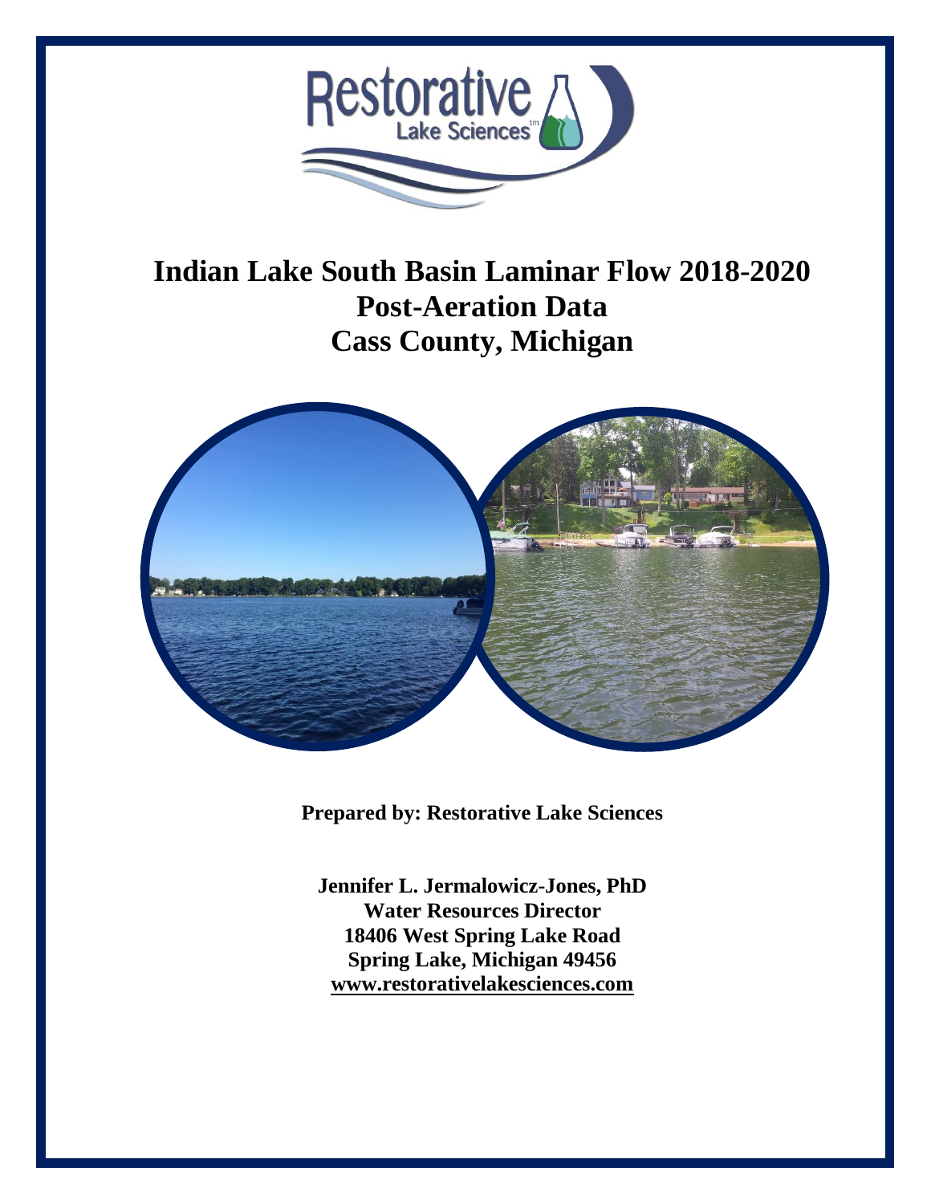# Indian Lake South Basin Laminar Flow 2018-2020 Post-Aeration Data Cass County, Michigan

**Prepared by: Restorative Lake Sciences**

**Jennifer L. Jermalowicz-Jones, PhD**
**Water Resources Director**
**18406 West Spring Lake Road**
**Spring Lake, Michigan 49456**
**www.restorativelakesciences.com**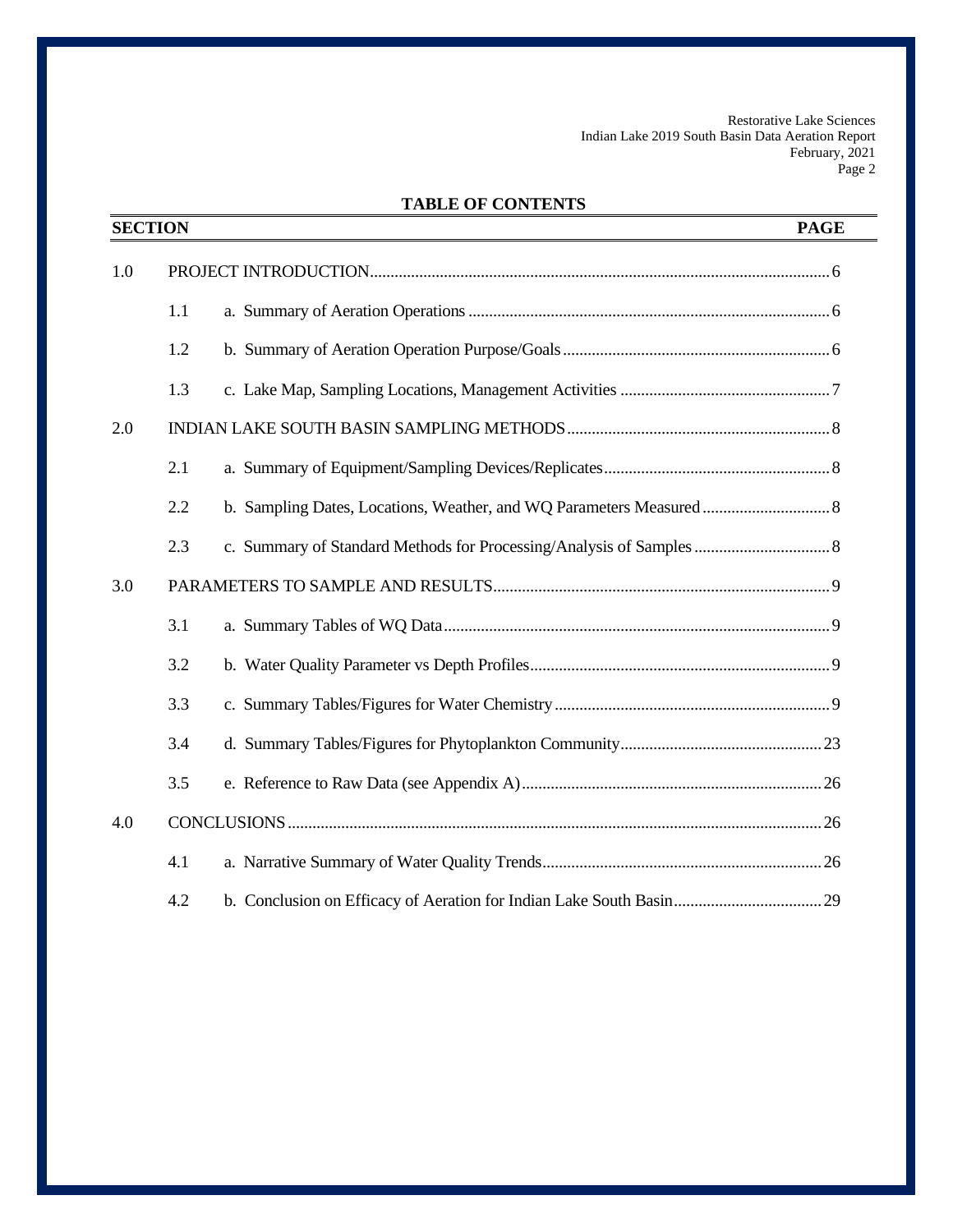# TABLE OF CONTENTS

| SECTION | | | PAGE |
| --- | --- | --- | --- |
| 1.0 | PROJECT INTRODUCTION | | 6 |
| | 1.1 | a. Summary of Aeration Operations | 6 |
| | 1.2 | b. Summary of Aeration Operation Purpose/Goals | 6 |
| | 1.3 | c. Lake Map, Sampling Locations, Management Activities | 7 |
| 2.0 | INDIAN LAKE SOUTH BASIN SAMPLING METHODS | | 8 |
| | 2.1 | a. Summary of Equipment/Sampling Devices/Replicates | 8 |
| | 2.2 | b. Sampling Dates, Locations, Weather, and WQ Parameters Measured | 8 |
| | 2.3 | c. Summary of Standard Methods for Processing/Analysis of Samples | 8 |
| 3.0 | PARAMETERS TO SAMPLE AND RESULTS | | 9 |
| | 3.1 | a. Summary Tables of WQ Data | 9 |
| | 3.2 | b. Water Quality Parameter vs Depth Profiles | 9 |
| | 3.3 | c. Summary Tables/Figures for Water Chemistry | 9 |
| | 3.4 | d. Summary Tables/Figures for Phytoplankton Community | 23 |
| | 3.5 | e. Reference to Raw Data (see Appendix A) | 26 |
| 4.0 | CONCLUSIONS | | 26 |
| | 4.1 | a. Narrative Summary of Water Quality Trends | 26 |
| | 4.2 | b. Conclusion on Efficacy of Aeration for Indian Lake South Basin | 29 |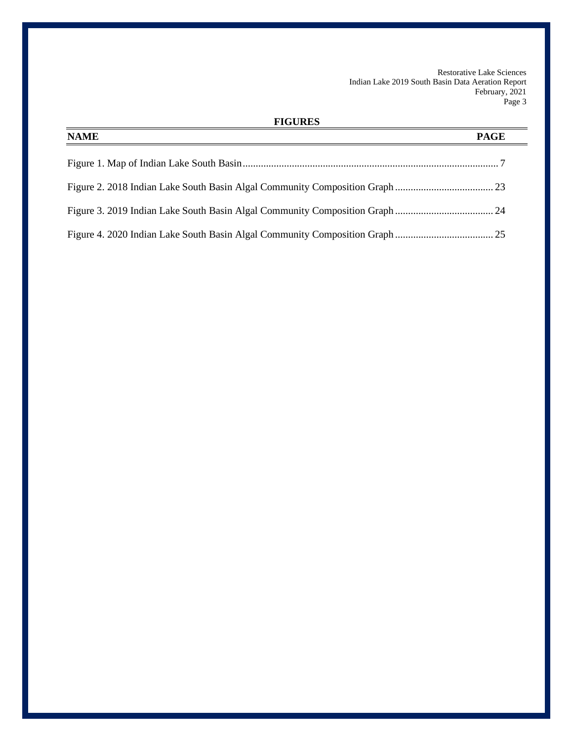## FIGURES

| NAME | PAGE |
|---|---|
| Figure 1. Map of Indian Lake South Basin | 7 |
| Figure 2. 2018 Indian Lake South Basin Algal Community Composition Graph | 23 |
| Figure 3. 2019 Indian Lake South Basin Algal Community Composition Graph | 24 |
| Figure 4. 2020 Indian Lake South Basin Algal Community Composition Graph | 25 |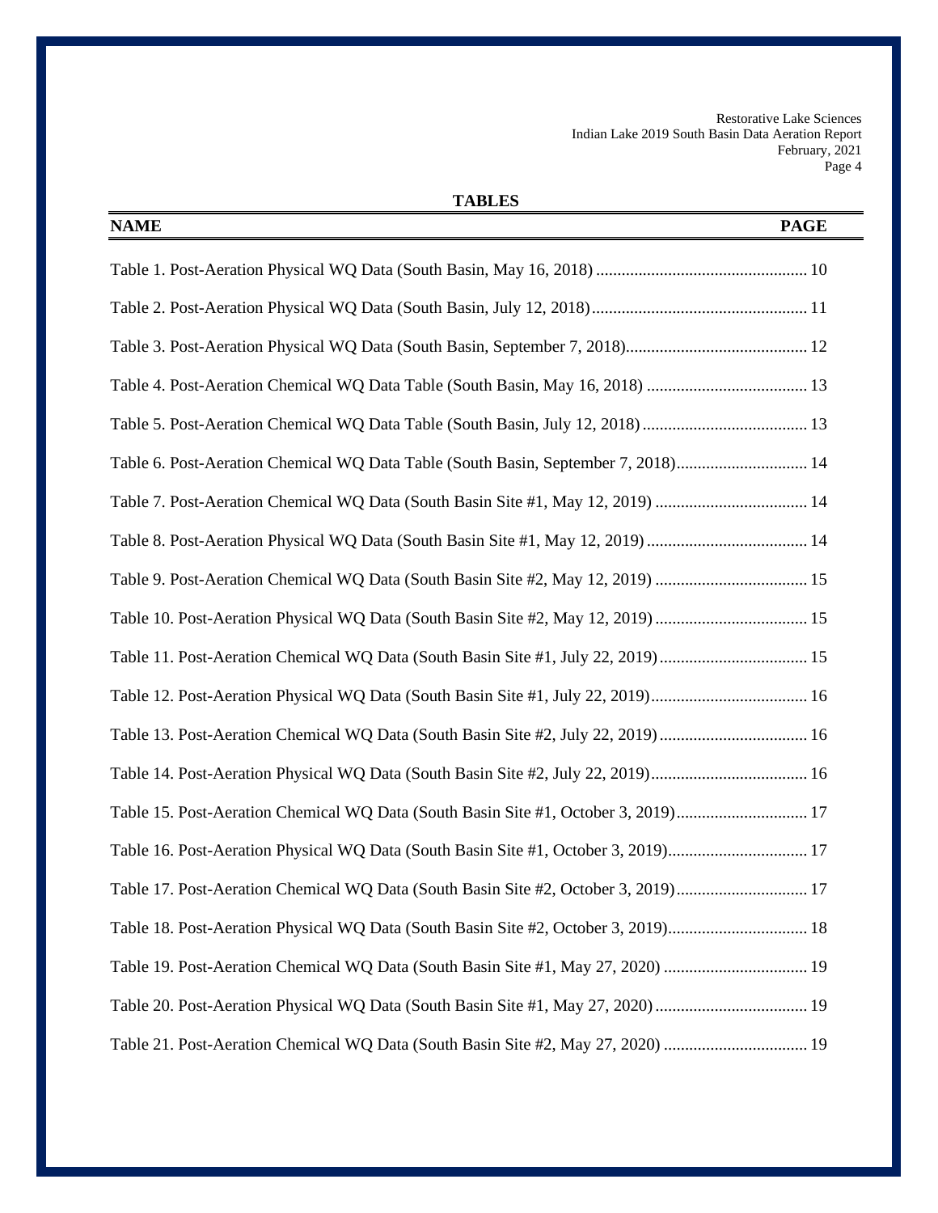## TABLES

| NAME | PAGE |
|---|---|
| Table 1. Post-Aeration Physical WQ Data (South Basin, May 16, 2018) | 10 |
| Table 2. Post-Aeration Physical WQ Data (South Basin, July 12, 2018) | 11 |
| Table 3. Post-Aeration Physical WQ Data (South Basin, September 7, 2018) | 12 |
| Table 4. Post-Aeration Chemical WQ Data Table (South Basin, May 16, 2018) | 13 |
| Table 5. Post-Aeration Chemical WQ Data Table (South Basin, July 12, 2018) | 13 |
| Table 6. Post-Aeration Chemical WQ Data Table (South Basin, September 7, 2018) | 14 |
| Table 7. Post-Aeration Chemical WQ Data (South Basin Site #1, May 12, 2019) | 14 |
| Table 8. Post-Aeration Physical WQ Data (South Basin Site #1, May 12, 2019) | 14 |
| Table 9. Post-Aeration Chemical WQ Data (South Basin Site #2, May 12, 2019) | 15 |
| Table 10. Post-Aeration Physical WQ Data (South Basin Site #2, May 12, 2019) | 15 |
| Table 11. Post-Aeration Chemical WQ Data (South Basin Site #1, July 22, 2019) | 15 |
| Table 12. Post-Aeration Physical WQ Data (South Basin Site #1, July 22, 2019) | 16 |
| Table 13. Post-Aeration Chemical WQ Data (South Basin Site #2, July 22, 2019) | 16 |
| Table 14. Post-Aeration Physical WQ Data (South Basin Site #2, July 22, 2019) | 16 |
| Table 15. Post-Aeration Chemical WQ Data (South Basin Site #1, October 3, 2019) | 17 |
| Table 16. Post-Aeration Physical WQ Data (South Basin Site #1, October 3, 2019) | 17 |
| Table 17. Post-Aeration Chemical WQ Data (South Basin Site #2, October 3, 2019) | 17 |
| Table 18. Post-Aeration Physical WQ Data (South Basin Site #2, October 3, 2019) | 18 |
| Table 19. Post-Aeration Chemical WQ Data (South Basin Site #1, May 27, 2020) | 19 |
| Table 20. Post-Aeration Physical WQ Data (South Basin Site #1, May 27, 2020) | 19 |
| Table 21. Post-Aeration Chemical WQ Data (South Basin Site #2, May 27, 2020) | 19 |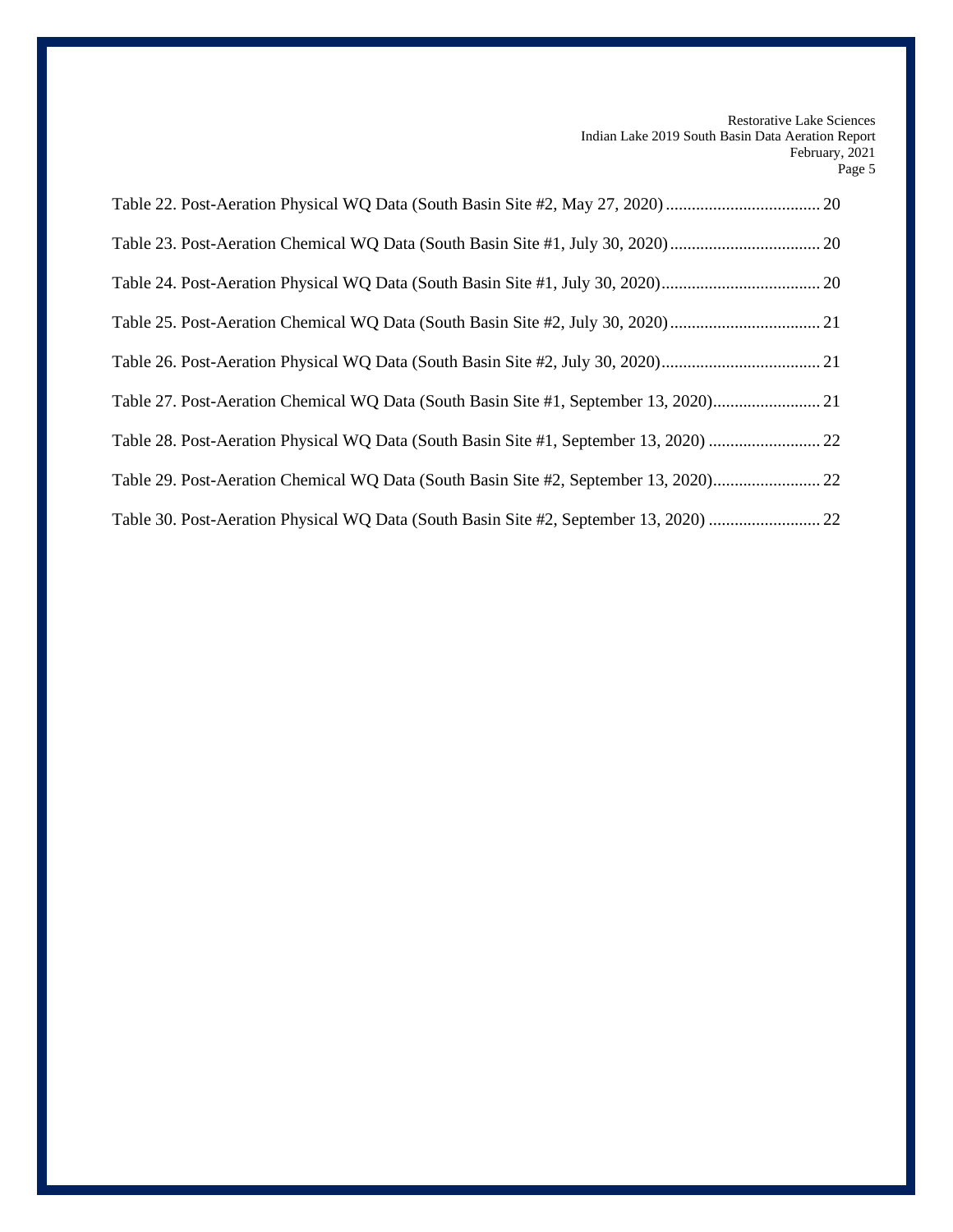Table 22. Post-Aeration Physical WQ Data (South Basin Site #2, May 27, 2020) .................................... 20

Table 23. Post-Aeration Chemical WQ Data (South Basin Site #1, July 30, 2020) ................................... 20

Table 24. Post-Aeration Physical WQ Data (South Basin Site #1, July 30, 2020) ..................................... 20

Table 25. Post-Aeration Chemical WQ Data (South Basin Site #2, July 30, 2020) ................................... 21

Table 26. Post-Aeration Physical WQ Data (South Basin Site #2, July 30, 2020) ..................................... 21

Table 27. Post-Aeration Chemical WQ Data (South Basin Site #1, September 13, 2020) ......................... 21

Table 28. Post-Aeration Physical WQ Data (South Basin Site #1, September 13, 2020) .......................... 22

Table 29. Post-Aeration Chemical WQ Data (South Basin Site #2, September 13, 2020) ......................... 22

Table 30. Post-Aeration Physical WQ Data (South Basin Site #2, September 13, 2020) .......................... 22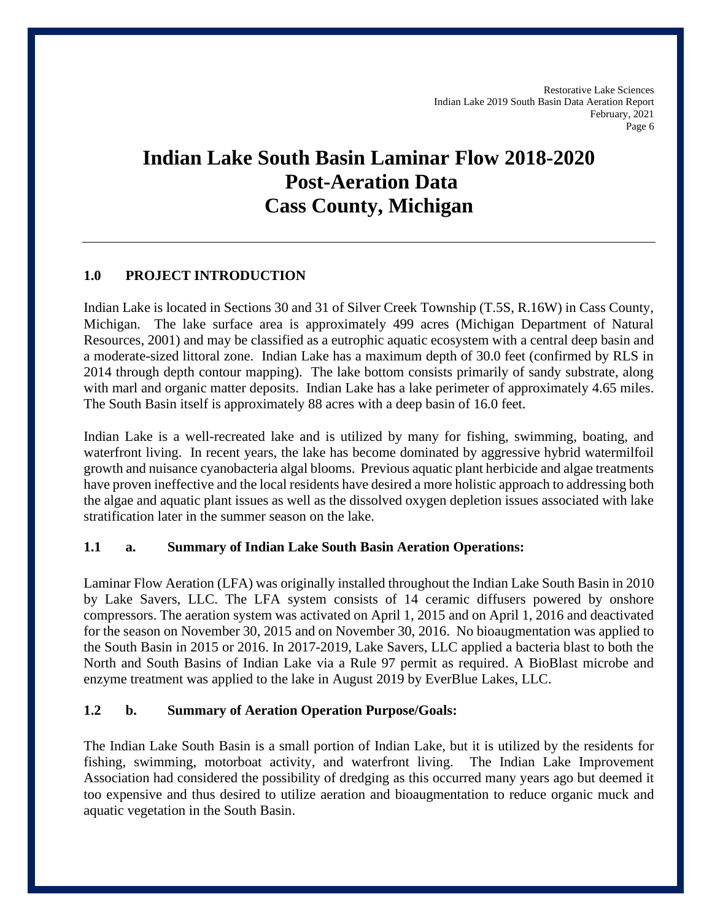# Indian Lake South Basin Laminar Flow 2018-2020 Post-Aeration Data Cass County, Michigan

---

## 1.0 PROJECT INTRODUCTION

Indian Lake is located in Sections 30 and 31 of Silver Creek Township (T.5S, R.16W) in Cass County, Michigan. The lake surface area is approximately 499 acres (Michigan Department of Natural Resources, 2001) and may be classified as a eutrophic aquatic ecosystem with a central deep basin and a moderate-sized littoral zone. Indian Lake has a maximum depth of 30.0 feet (confirmed by RLS in 2014 through depth contour mapping). The lake bottom consists primarily of sandy substrate, along with marl and organic matter deposits. Indian Lake has a lake perimeter of approximately 4.65 miles. The South Basin itself is approximately 88 acres with a deep basin of 16.0 feet.

Indian Lake is a well-recreated lake and is utilized by many for fishing, swimming, boating, and waterfront living. In recent years, the lake has become dominated by aggressive hybrid watermilfoil growth and nuisance cyanobacteria algal blooms. Previous aquatic plant herbicide and algae treatments have proven ineffective and the local residents have desired a more holistic approach to addressing both the algae and aquatic plant issues as well as the dissolved oxygen depletion issues associated with lake stratification later in the summer season on the lake.

### 1.1 a. Summary of Indian Lake South Basin Aeration Operations:

Laminar Flow Aeration (LFA) was originally installed throughout the Indian Lake South Basin in 2010 by Lake Savers, LLC. The LFA system consists of 14 ceramic diffusers powered by onshore compressors. The aeration system was activated on April 1, 2015 and on April 1, 2016 and deactivated for the season on November 30, 2015 and on November 30, 2016. No bioaugmentation was applied to the South Basin in 2015 or 2016. In 2017-2019, Lake Savers, LLC applied a bacteria blast to both the North and South Basins of Indian Lake via a Rule 97 permit as required. A BioBlast microbe and enzyme treatment was applied to the lake in August 2019 by EverBlue Lakes, LLC.

### 1.2 b. Summary of Aeration Operation Purpose/Goals:

The Indian Lake South Basin is a small portion of Indian Lake, but it is utilized by the residents for fishing, swimming, motorboat activity, and waterfront living. The Indian Lake Improvement Association had considered the possibility of dredging as this occurred many years ago but deemed it too expensive and thus desired to utilize aeration and bioaugmentation to reduce organic muck and aquatic vegetation in the South Basin.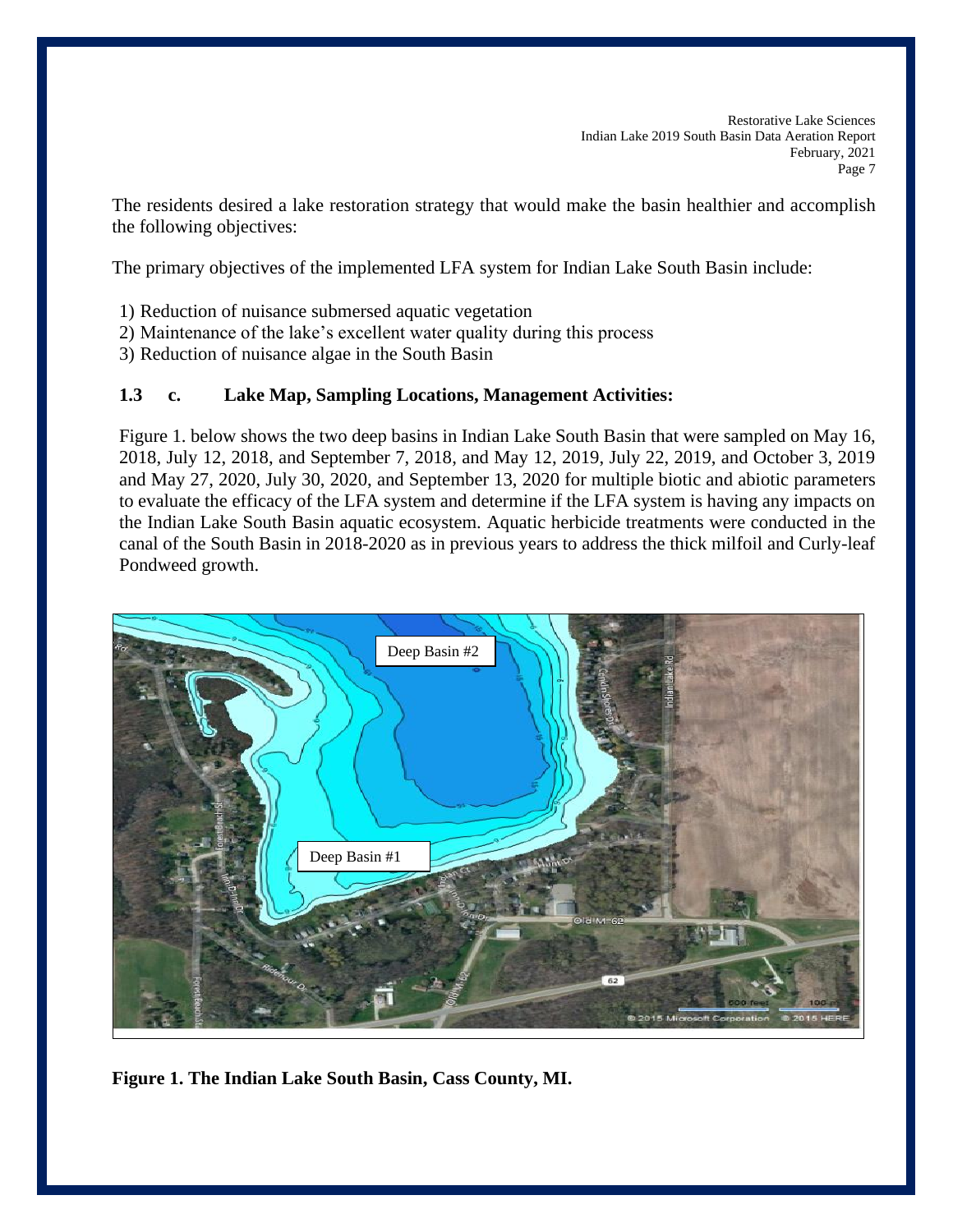The residents desired a lake restoration strategy that would make the basin healthier and accomplish the following objectives:

The primary objectives of the implemented LFA system for Indian Lake South Basin include:

1) Reduction of nuisance submersed aquatic vegetation
2) Maintenance of the lake's excellent water quality during this process
3) Reduction of nuisance algae in the South Basin

### 1.3 c. Lake Map, Sampling Locations, Management Activities:

Figure 1. below shows the two deep basins in Indian Lake South Basin that were sampled on May 16, 2018, July 12, 2018, and September 7, 2018, and May 12, 2019, July 22, 2019, and October 3, 2019 and May 27, 2020, July 30, 2020, and September 13, 2020 for multiple biotic and abiotic parameters to evaluate the efficacy of the LFA system and determine if the LFA system is having any impacts on the Indian Lake South Basin aquatic ecosystem. Aquatic herbicide treatments were conducted in the canal of the South Basin in 2018-2020 as in previous years to address the thick milfoil and Curly-leaf Pondweed growth.

**Figure 1. The Indian Lake South Basin, Cass County, MI.**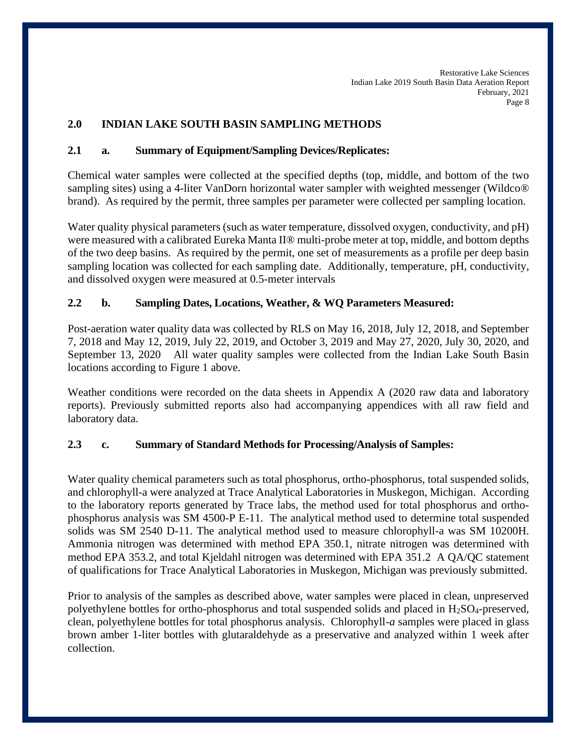## 2.0 INDIAN LAKE SOUTH BASIN SAMPLING METHODS

### 2.1 a. Summary of Equipment/Sampling Devices/Replicates:

Chemical water samples were collected at the specified depths (top, middle, and bottom of the two sampling sites) using a 4-liter VanDorn horizontal water sampler with weighted messenger (Wildco® brand). As required by the permit, three samples per parameter were collected per sampling location.

Water quality physical parameters (such as water temperature, dissolved oxygen, conductivity, and pH) were measured with a calibrated Eureka Manta II® multi-probe meter at top, middle, and bottom depths of the two deep basins. As required by the permit, one set of measurements as a profile per deep basin sampling location was collected for each sampling date. Additionally, temperature, pH, conductivity, and dissolved oxygen were measured at 0.5-meter intervals

### 2.2 b. Sampling Dates, Locations, Weather, & WQ Parameters Measured:

Post-aeration water quality data was collected by RLS on May 16, 2018, July 12, 2018, and September 7, 2018 and May 12, 2019, July 22, 2019, and October 3, 2019 and May 27, 2020, July 30, 2020, and September 13, 2020 All water quality samples were collected from the Indian Lake South Basin locations according to Figure 1 above.

Weather conditions were recorded on the data sheets in Appendix A (2020 raw data and laboratory reports). Previously submitted reports also had accompanying appendices with all raw field and laboratory data.

### 2.3 c. Summary of Standard Methods for Processing/Analysis of Samples:

Water quality chemical parameters such as total phosphorus, ortho-phosphorus, total suspended solids, and chlorophyll-a were analyzed at Trace Analytical Laboratories in Muskegon, Michigan. According to the laboratory reports generated by Trace labs, the method used for total phosphorus and ortho-phosphorus analysis was SM 4500-P E-11. The analytical method used to determine total suspended solids was SM 2540 D-11. The analytical method used to measure chlorophyll-a was SM 10200H. Ammonia nitrogen was determined with method EPA 350.1, nitrate nitrogen was determined with method EPA 353.2, and total Kjeldahl nitrogen was determined with EPA 351.2 A QA/QC statement of qualifications for Trace Analytical Laboratories in Muskegon, Michigan was previously submitted.

Prior to analysis of the samples as described above, water samples were placed in clean, unpreserved polyethylene bottles for ortho-phosphorus and total suspended solids and placed in $H_2SO_4$-preserved, clean, polyethylene bottles for total phosphorus analysis. Chlorophyll-*a* samples were placed in glass brown amber 1-liter bottles with glutaraldehyde as a preservative and analyzed within 1 week after collection.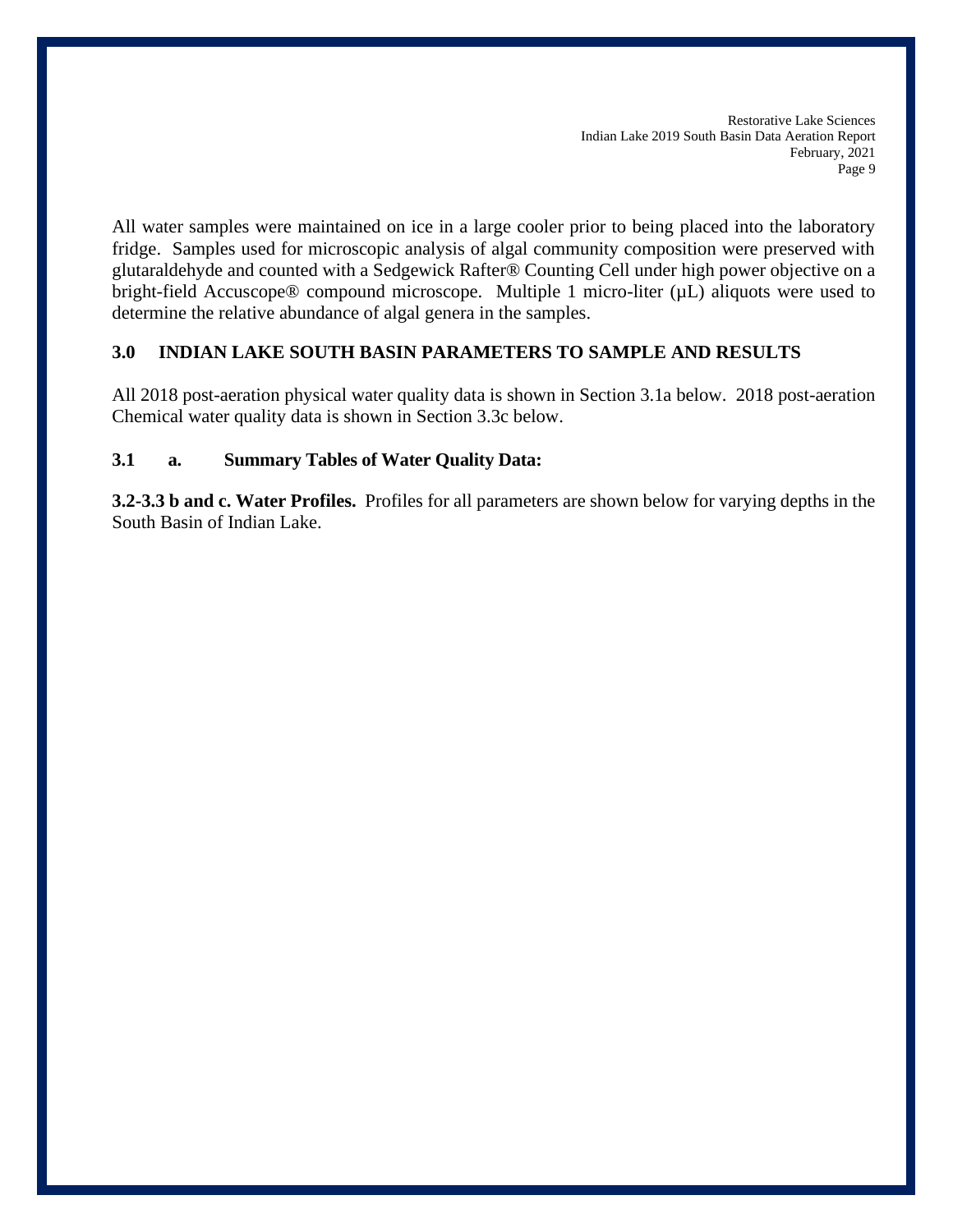All water samples were maintained on ice in a large cooler prior to being placed into the laboratory fridge. Samples used for microscopic analysis of algal community composition were preserved with glutaraldehyde and counted with a Sedgewick Rafter® Counting Cell under high power objective on a bright-field Accuscope® compound microscope. Multiple 1 micro-liter (μL) aliquots were used to determine the relative abundance of algal genera in the samples.

## 3.0 INDIAN LAKE SOUTH BASIN PARAMETERS TO SAMPLE AND RESULTS

All 2018 post-aeration physical water quality data is shown in Section 3.1a below. 2018 post-aeration Chemical water quality data is shown in Section 3.3c below.

### 3.1 a. Summary Tables of Water Quality Data:

**3.2-3.3 b and c. Water Profiles.** Profiles for all parameters are shown below for varying depths in the South Basin of Indian Lake.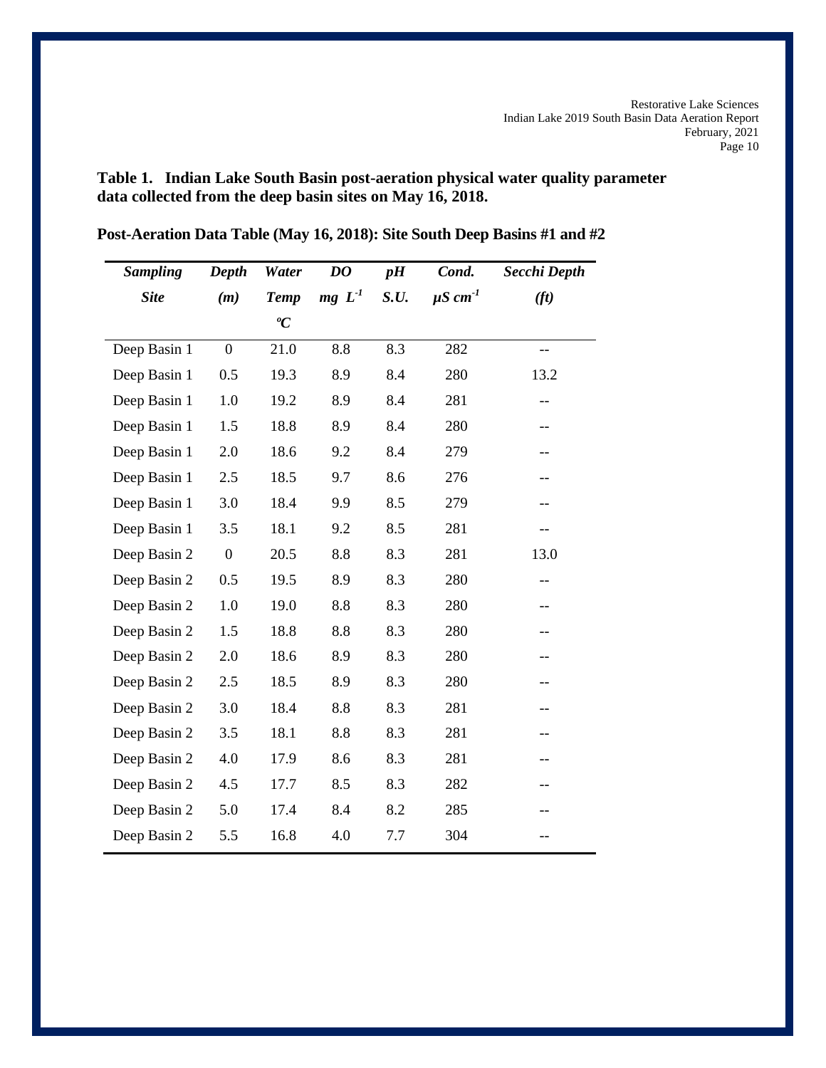**Table 1. Indian Lake South Basin post-aeration physical water quality parameter data collected from the deep basin sites on May 16, 2018.**

**Post-Aeration Data Table (May 16, 2018): Site South Deep Basins #1 and #2**

| *Sampling Site* | *Depth (m)* | *Water Temp ºC* | *DO mg $L^{-1}$* | *pH S.U.* | *Cond. µS $cm^{-1}$* | *Secchi Depth (ft)* |
|---|---|---|---|---|---|---|
| Deep Basin 1 | 0 | 21.0 | 8.8 | 8.3 | 282 | -- |
| Deep Basin 1 | 0.5 | 19.3 | 8.9 | 8.4 | 280 | 13.2 |
| Deep Basin 1 | 1.0 | 19.2 | 8.9 | 8.4 | 281 | -- |
| Deep Basin 1 | 1.5 | 18.8 | 8.9 | 8.4 | 280 | -- |
| Deep Basin 1 | 2.0 | 18.6 | 9.2 | 8.4 | 279 | -- |
| Deep Basin 1 | 2.5 | 18.5 | 9.7 | 8.6 | 276 | -- |
| Deep Basin 1 | 3.0 | 18.4 | 9.9 | 8.5 | 279 | -- |
| Deep Basin 1 | 3.5 | 18.1 | 9.2 | 8.5 | 281 | -- |
| Deep Basin 2 | 0 | 20.5 | 8.8 | 8.3 | 281 | 13.0 |
| Deep Basin 2 | 0.5 | 19.5 | 8.9 | 8.3 | 280 | -- |
| Deep Basin 2 | 1.0 | 19.0 | 8.8 | 8.3 | 280 | -- |
| Deep Basin 2 | 1.5 | 18.8 | 8.8 | 8.3 | 280 | -- |
| Deep Basin 2 | 2.0 | 18.6 | 8.9 | 8.3 | 280 | -- |
| Deep Basin 2 | 2.5 | 18.5 | 8.9 | 8.3 | 280 | -- |
| Deep Basin 2 | 3.0 | 18.4 | 8.8 | 8.3 | 281 | -- |
| Deep Basin 2 | 3.5 | 18.1 | 8.8 | 8.3 | 281 | -- |
| Deep Basin 2 | 4.0 | 17.9 | 8.6 | 8.3 | 281 | -- |
| Deep Basin 2 | 4.5 | 17.7 | 8.5 | 8.3 | 282 | -- |
| Deep Basin 2 | 5.0 | 17.4 | 8.4 | 8.2 | 285 | -- |
| Deep Basin 2 | 5.5 | 16.8 | 4.0 | 7.7 | 304 | -- |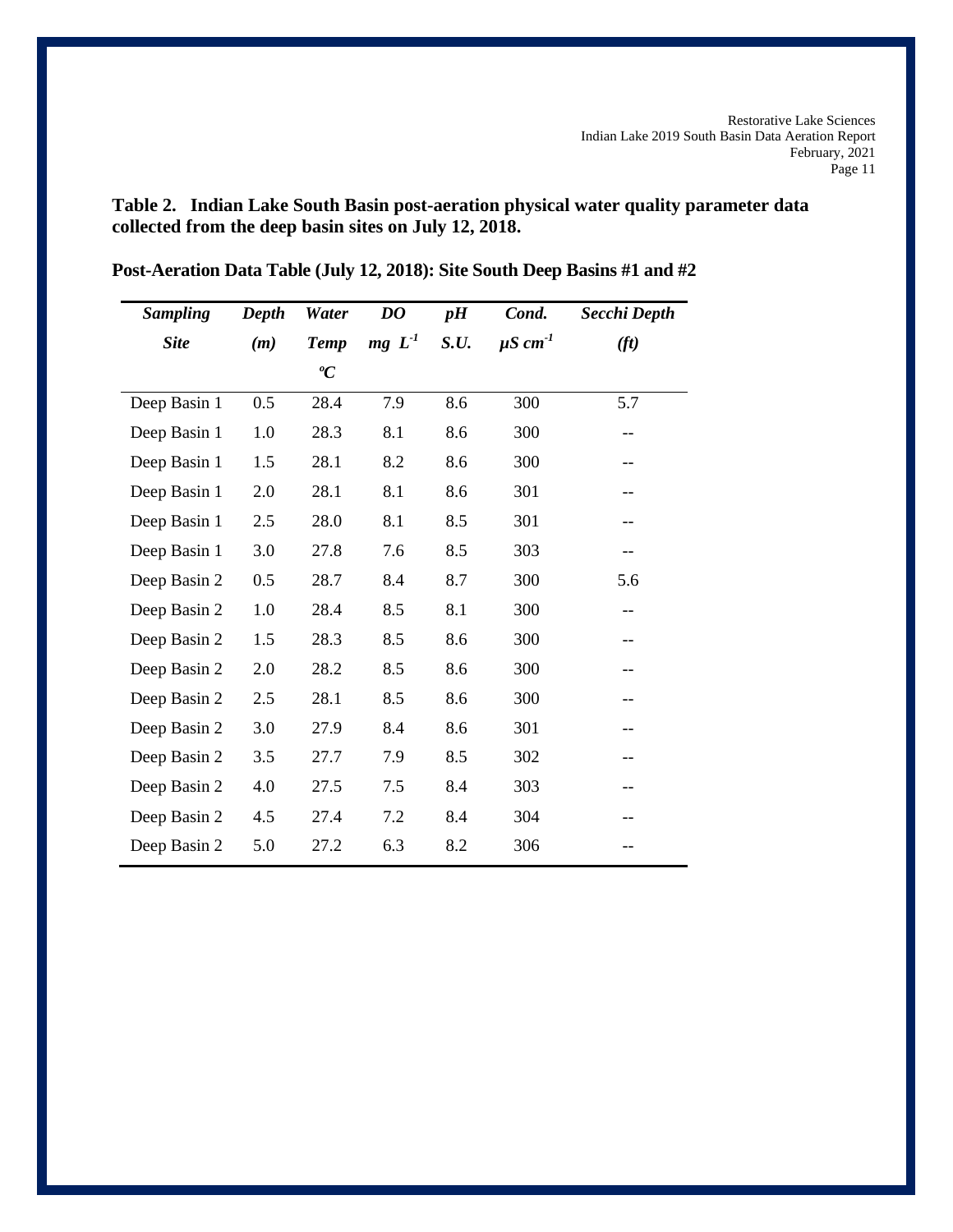**Table 2. Indian Lake South Basin post-aeration physical water quality parameter data collected from the deep basin sites on July 12, 2018.**

**Post-Aeration Data Table (July 12, 2018): Site South Deep Basins #1 and #2**

| *Sampling Site* | *Depth (m)* | *Water Temp ºC* | *DO mg $L^{-1}$* | *pH S.U.* | *Cond. µS $cm^{-1}$* | *Secchi Depth (ft)* |
|---|---|---|---|---|---|---|
| Deep Basin 1 | 0.5 | 28.4 | 7.9 | 8.6 | 300 | 5.7 |
| Deep Basin 1 | 1.0 | 28.3 | 8.1 | 8.6 | 300 | -- |
| Deep Basin 1 | 1.5 | 28.1 | 8.2 | 8.6 | 300 | -- |
| Deep Basin 1 | 2.0 | 28.1 | 8.1 | 8.6 | 301 | -- |
| Deep Basin 1 | 2.5 | 28.0 | 8.1 | 8.5 | 301 | -- |
| Deep Basin 1 | 3.0 | 27.8 | 7.6 | 8.5 | 303 | -- |
| Deep Basin 2 | 0.5 | 28.7 | 8.4 | 8.7 | 300 | 5.6 |
| Deep Basin 2 | 1.0 | 28.4 | 8.5 | 8.1 | 300 | -- |
| Deep Basin 2 | 1.5 | 28.3 | 8.5 | 8.6 | 300 | -- |
| Deep Basin 2 | 2.0 | 28.2 | 8.5 | 8.6 | 300 | -- |
| Deep Basin 2 | 2.5 | 28.1 | 8.5 | 8.6 | 300 | -- |
| Deep Basin 2 | 3.0 | 27.9 | 8.4 | 8.6 | 301 | -- |
| Deep Basin 2 | 3.5 | 27.7 | 7.9 | 8.5 | 302 | -- |
| Deep Basin 2 | 4.0 | 27.5 | 7.5 | 8.4 | 303 | -- |
| Deep Basin 2 | 4.5 | 27.4 | 7.2 | 8.4 | 304 | -- |
| Deep Basin 2 | 5.0 | 27.2 | 6.3 | 8.2 | 306 | -- |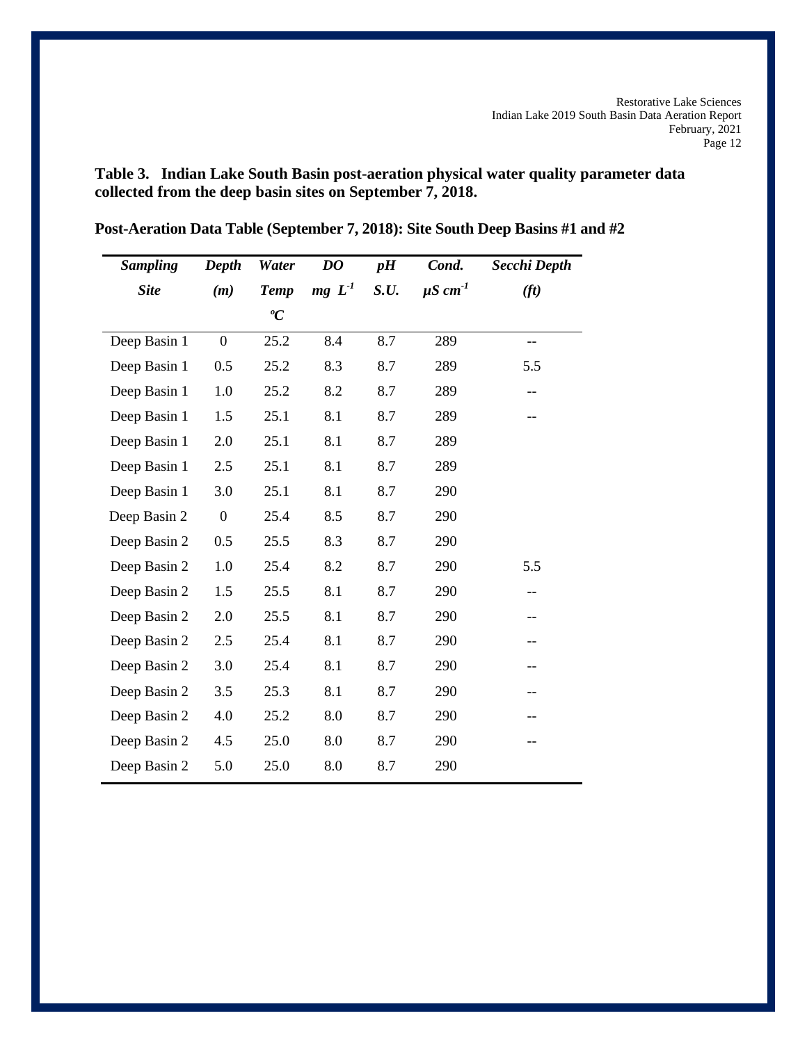**Table 3. Indian Lake South Basin post-aeration physical water quality parameter data collected from the deep basin sites on September 7, 2018.**

**Post-Aeration Data Table (September 7, 2018): Site South Deep Basins #1 and #2**

| *Sampling Site* | *Depth (m)* | *Water Temp ºC* | *DO mg $L^{-1}$* | *pH S.U.* | *Cond. µS $cm^{-1}$* | *Secchi Depth (ft)* |
|---|---|---|---|---|---|---|
| Deep Basin 1 | 0 | 25.2 | 8.4 | 8.7 | 289 | -- |
| Deep Basin 1 | 0.5 | 25.2 | 8.3 | 8.7 | 289 | 5.5 |
| Deep Basin 1 | 1.0 | 25.2 | 8.2 | 8.7 | 289 | -- |
| Deep Basin 1 | 1.5 | 25.1 | 8.1 | 8.7 | 289 | -- |
| Deep Basin 1 | 2.0 | 25.1 | 8.1 | 8.7 | 289 | |
| Deep Basin 1 | 2.5 | 25.1 | 8.1 | 8.7 | 289 | |
| Deep Basin 1 | 3.0 | 25.1 | 8.1 | 8.7 | 290 | |
| Deep Basin 2 | 0 | 25.4 | 8.5 | 8.7 | 290 | |
| Deep Basin 2 | 0.5 | 25.5 | 8.3 | 8.7 | 290 | |
| Deep Basin 2 | 1.0 | 25.4 | 8.2 | 8.7 | 290 | 5.5 |
| Deep Basin 2 | 1.5 | 25.5 | 8.1 | 8.7 | 290 | -- |
| Deep Basin 2 | 2.0 | 25.5 | 8.1 | 8.7 | 290 | -- |
| Deep Basin 2 | 2.5 | 25.4 | 8.1 | 8.7 | 290 | -- |
| Deep Basin 2 | 3.0 | 25.4 | 8.1 | 8.7 | 290 | -- |
| Deep Basin 2 | 3.5 | 25.3 | 8.1 | 8.7 | 290 | -- |
| Deep Basin 2 | 4.0 | 25.2 | 8.0 | 8.7 | 290 | -- |
| Deep Basin 2 | 4.5 | 25.0 | 8.0 | 8.7 | 290 | -- |
| Deep Basin 2 | 5.0 | 25.0 | 8.0 | 8.7 | 290 | |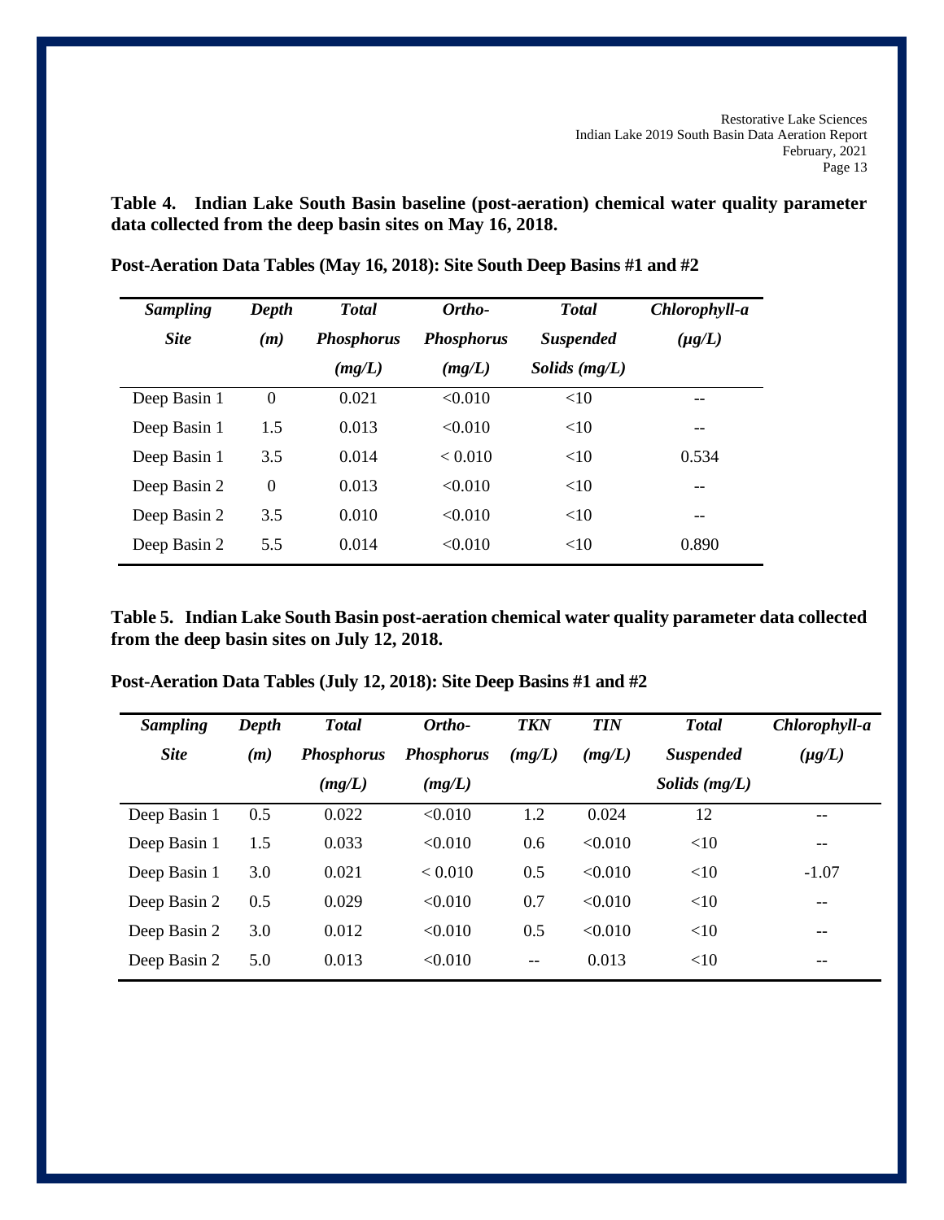**Table 4. Indian Lake South Basin baseline (post-aeration) chemical water quality parameter data collected from the deep basin sites on May 16, 2018.**

**Post-Aeration Data Tables (May 16, 2018): Site South Deep Basins #1 and #2**

| *Sampling Site* | *Depth (m)* | *Total Phosphorus (mg/L)* | *Ortho-Phosphorus (mg/L)* | *Total Suspended Solids (mg/L)* | *Chlorophyll-a (μg/L)* |
|---|---|---|---|---|---|
| Deep Basin 1 | 0 | 0.021 | <0.010 | <10 | -- |
| Deep Basin 1 | 1.5 | 0.013 | <0.010 | <10 | -- |
| Deep Basin 1 | 3.5 | 0.014 | < 0.010 | <10 | 0.534 |
| Deep Basin 2 | 0 | 0.013 | <0.010 | <10 | -- |
| Deep Basin 2 | 3.5 | 0.010 | <0.010 | <10 | -- |
| Deep Basin 2 | 5.5 | 0.014 | <0.010 | <10 | 0.890 |

**Table 5. Indian Lake South Basin post-aeration chemical water quality parameter data collected from the deep basin sites on July 12, 2018.**

**Post-Aeration Data Tables (July 12, 2018): Site Deep Basins #1 and #2**

| *Sampling Site* | *Depth (m)* | *Total Phosphorus (mg/L)* | *Ortho-Phosphorus (mg/L)* | *TKN (mg/L)* | *TIN (mg/L)* | *Total Suspended Solids (mg/L)* | *Chlorophyll-a (μg/L)* |
|---|---|---|---|---|---|---|---|
| Deep Basin 1 | 0.5 | 0.022 | <0.010 | 1.2 | 0.024 | 12 | -- |
| Deep Basin 1 | 1.5 | 0.033 | <0.010 | 0.6 | <0.010 | <10 | -- |
| Deep Basin 1 | 3.0 | 0.021 | < 0.010 | 0.5 | <0.010 | <10 | -1.07 |
| Deep Basin 2 | 0.5 | 0.029 | <0.010 | 0.7 | <0.010 | <10 | -- |
| Deep Basin 2 | 3.0 | 0.012 | <0.010 | 0.5 | <0.010 | <10 | -- |
| Deep Basin 2 | 5.0 | 0.013 | <0.010 | -- | 0.013 | <10 | -- |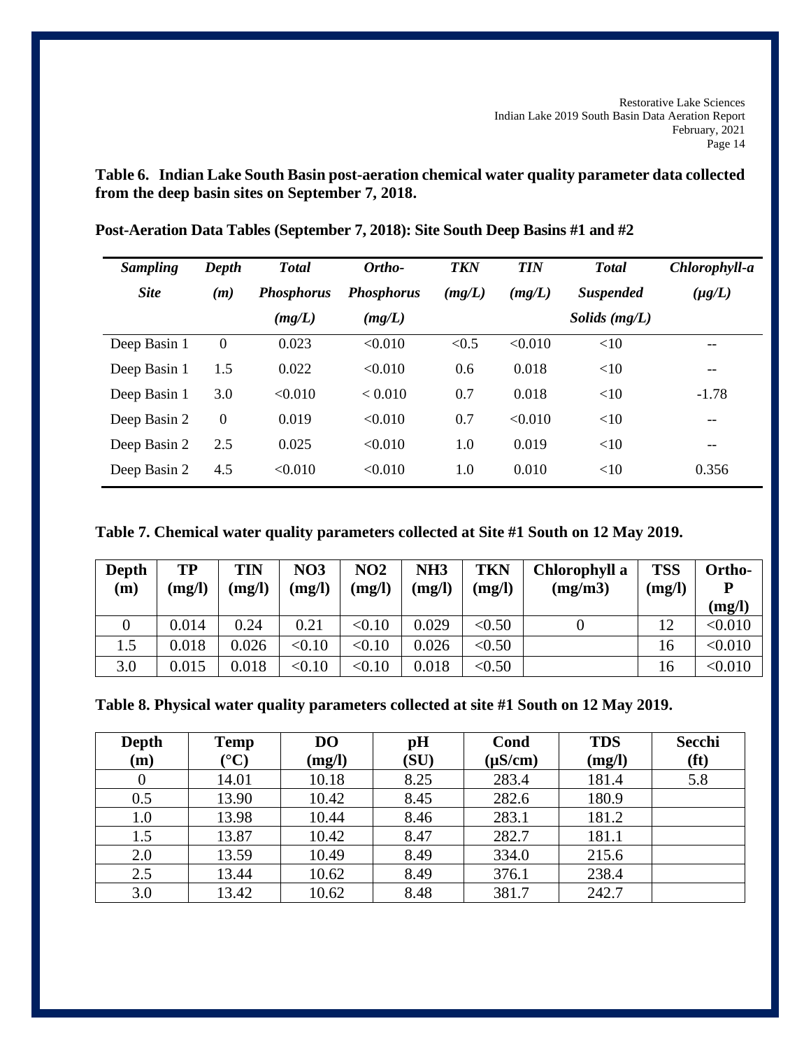**Table 6. Indian Lake South Basin post-aeration chemical water quality parameter data collected from the deep basin sites on September 7, 2018.**

**Post-Aeration Data Tables (September 7, 2018): Site South Deep Basins #1 and #2**

| *Sampling Site* | *Depth (m)* | *Total Phosphorus (mg/L)* | *Ortho-Phosphorus (mg/L)* | *TKN (mg/L)* | *TIN (mg/L)* | *Total Suspended Solids (mg/L)* | *Chlorophyll-a (μg/L)* |
|---|---|---|---|---|---|---|---|
| Deep Basin 1 | 0 | 0.023 | <0.010 | <0.5 | <0.010 | <10 | -- |
| Deep Basin 1 | 1.5 | 0.022 | <0.010 | 0.6 | 0.018 | <10 | -- |
| Deep Basin 1 | 3.0 | <0.010 | < 0.010 | 0.7 | 0.018 | <10 | -1.78 |
| Deep Basin 2 | 0 | 0.019 | <0.010 | 0.7 | <0.010 | <10 | -- |
| Deep Basin 2 | 2.5 | 0.025 | <0.010 | 1.0 | 0.019 | <10 | -- |
| Deep Basin 2 | 4.5 | <0.010 | <0.010 | 1.0 | 0.010 | <10 | 0.356 |

**Table 7. Chemical water quality parameters collected at Site #1 South on 12 May 2019.**

| Depth (m) | TP (mg/l) | TIN (mg/l) | NO3 (mg/l) | NO2 (mg/l) | NH3 (mg/l) | TKN (mg/l) | Chlorophyll a (mg/m3) | TSS (mg/l) | Ortho-P (mg/l) |
|---|---|---|---|---|---|---|---|---|---|
| 0 | 0.014 | 0.24 | 0.21 | <0.10 | 0.029 | <0.50 | 0 | 12 | <0.010 |
| 1.5 | 0.018 | 0.026 | <0.10 | <0.10 | 0.026 | <0.50 | | 16 | <0.010 |
| 3.0 | 0.015 | 0.018 | <0.10 | <0.10 | 0.018 | <0.50 | | 16 | <0.010 |

**Table 8. Physical water quality parameters collected at site #1 South on 12 May 2019.**

| Depth (m) | Temp (°C) | DO (mg/l) | pH (SU) | Cond (μS/cm) | TDS (mg/l) | Secchi (ft) |
|---|---|---|---|---|---|---|
| 0 | 14.01 | 10.18 | 8.25 | 283.4 | 181.4 | 5.8 |
| 0.5 | 13.90 | 10.42 | 8.45 | 282.6 | 180.9 | |
| 1.0 | 13.98 | 10.44 | 8.46 | 283.1 | 181.2 | |
| 1.5 | 13.87 | 10.42 | 8.47 | 282.7 | 181.1 | |
| 2.0 | 13.59 | 10.49 | 8.49 | 334.0 | 215.6 | |
| 2.5 | 13.44 | 10.62 | 8.49 | 376.1 | 238.4 | |
| 3.0 | 13.42 | 10.62 | 8.48 | 381.7 | 242.7 | |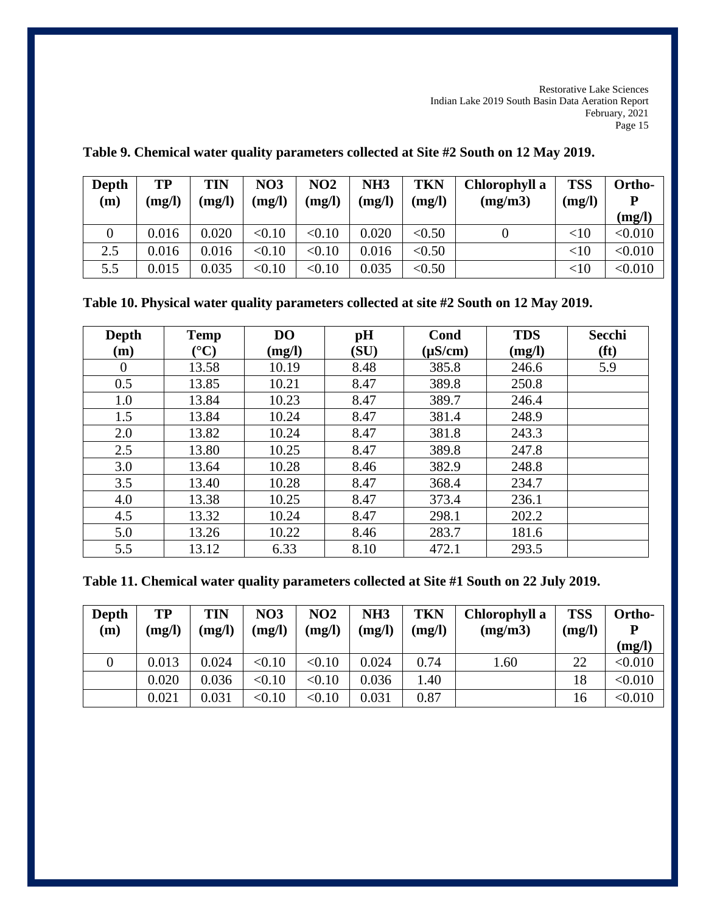**Table 9. Chemical water quality parameters collected at Site #2 South on 12 May 2019.**

| Depth (m) | TP (mg/l) | TIN (mg/l) | NO3 (mg/l) | NO2 (mg/l) | NH3 (mg/l) | TKN (mg/l) | Chlorophyll a (mg/m3) | TSS (mg/l) | Ortho-P (mg/l) |
|---|---|---|---|---|---|---|---|---|---|
| 0 | 0.016 | 0.020 | <0.10 | <0.10 | 0.020 | <0.50 | 0 | <10 | <0.010 |
| 2.5 | 0.016 | 0.016 | <0.10 | <0.10 | 0.016 | <0.50 | | <10 | <0.010 |
| 5.5 | 0.015 | 0.035 | <0.10 | <0.10 | 0.035 | <0.50 | | <10 | <0.010 |

**Table 10. Physical water quality parameters collected at site #2 South on 12 May 2019.**

| Depth (m) | Temp (°C) | DO (mg/l) | pH (SU) | Cond (µS/cm) | TDS (mg/l) | Secchi (ft) |
|---|---|---|---|---|---|---|
| 0 | 13.58 | 10.19 | 8.48 | 385.8 | 246.6 | 5.9 |
| 0.5 | 13.85 | 10.21 | 8.47 | 389.8 | 250.8 | |
| 1.0 | 13.84 | 10.23 | 8.47 | 389.7 | 246.4 | |
| 1.5 | 13.84 | 10.24 | 8.47 | 381.4 | 248.9 | |
| 2.0 | 13.82 | 10.24 | 8.47 | 381.8 | 243.3 | |
| 2.5 | 13.80 | 10.25 | 8.47 | 389.8 | 247.8 | |
| 3.0 | 13.64 | 10.28 | 8.46 | 382.9 | 248.8 | |
| 3.5 | 13.40 | 10.28 | 8.47 | 368.4 | 234.7 | |
| 4.0 | 13.38 | 10.25 | 8.47 | 373.4 | 236.1 | |
| 4.5 | 13.32 | 10.24 | 8.47 | 298.1 | 202.2 | |
| 5.0 | 13.26 | 10.22 | 8.46 | 283.7 | 181.6 | |
| 5.5 | 13.12 | 6.33 | 8.10 | 472.1 | 293.5 | |

**Table 11. Chemical water quality parameters collected at Site #1 South on 22 July 2019.**

| Depth (m) | TP (mg/l) | TIN (mg/l) | NO3 (mg/l) | NO2 (mg/l) | NH3 (mg/l) | TKN (mg/l) | Chlorophyll a (mg/m3) | TSS (mg/l) | Ortho-P (mg/l) |
|---|---|---|---|---|---|---|---|---|---|
| 0 | 0.013 | 0.024 | <0.10 | <0.10 | 0.024 | 0.74 | 1.60 | 22 | <0.010 |
| | 0.020 | 0.036 | <0.10 | <0.10 | 0.036 | 1.40 | | 18 | <0.010 |
| | 0.021 | 0.031 | <0.10 | <0.10 | 0.031 | 0.87 | | 16 | <0.010 |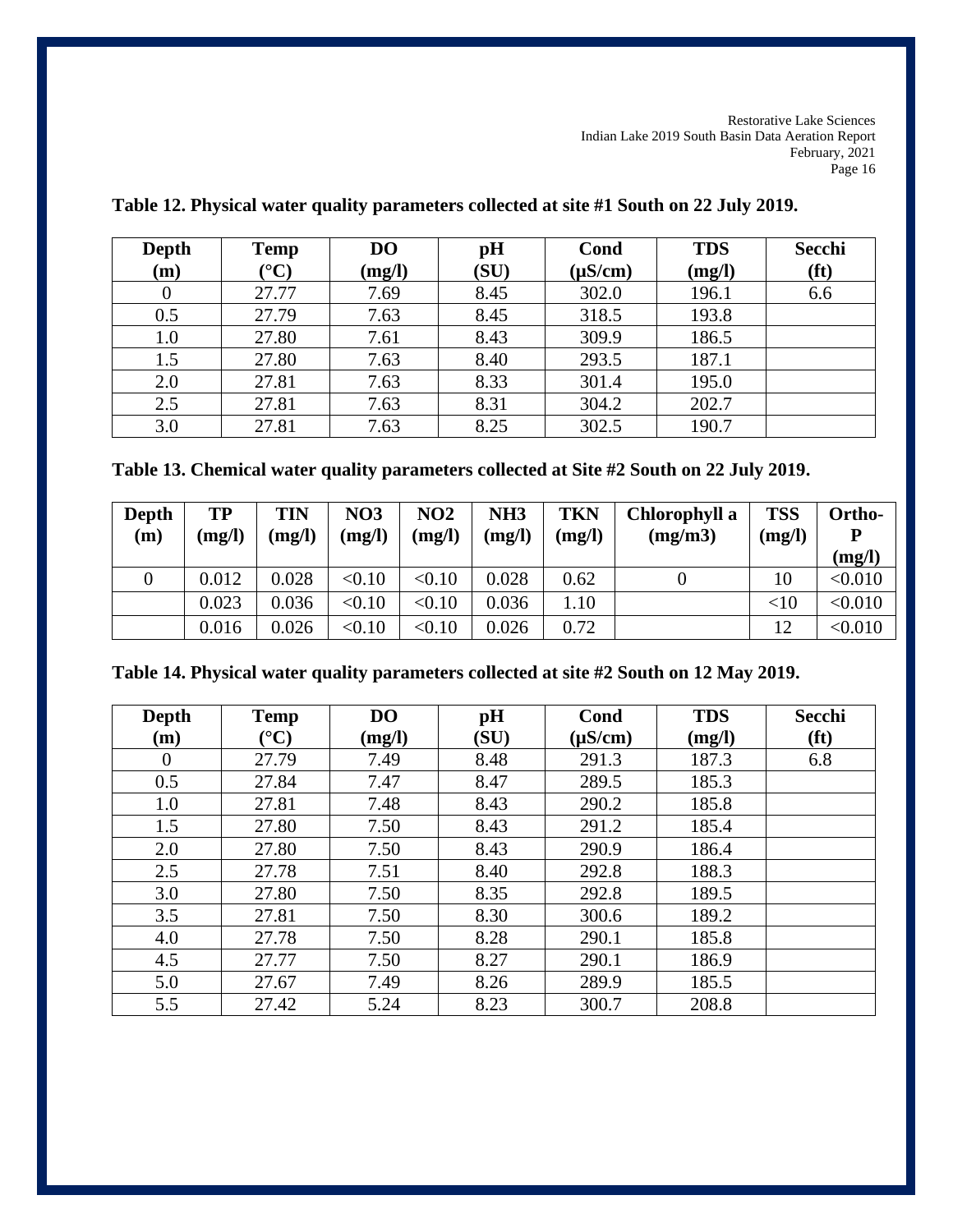**Table 12. Physical water quality parameters collected at site #1 South on 22 July 2019.**

| Depth (m) | Temp (°C) | DO (mg/l) | pH (SU) | Cond (µS/cm) | TDS (mg/l) | Secchi (ft) |
|---|---|---|---|---|---|---|
| 0 | 27.77 | 7.69 | 8.45 | 302.0 | 196.1 | 6.6 |
| 0.5 | 27.79 | 7.63 | 8.45 | 318.5 | 193.8 | |
| 1.0 | 27.80 | 7.61 | 8.43 | 309.9 | 186.5 | |
| 1.5 | 27.80 | 7.63 | 8.40 | 293.5 | 187.1 | |
| 2.0 | 27.81 | 7.63 | 8.33 | 301.4 | 195.0 | |
| 2.5 | 27.81 | 7.63 | 8.31 | 304.2 | 202.7 | |
| 3.0 | 27.81 | 7.63 | 8.25 | 302.5 | 190.7 | |

**Table 13. Chemical water quality parameters collected at Site #2 South on 22 July 2019.**

| Depth (m) | TP (mg/l) | TIN (mg/l) | NO3 (mg/l) | NO2 (mg/l) | NH3 (mg/l) | TKN (mg/l) | Chlorophyll a (mg/m3) | TSS (mg/l) | Ortho-P (mg/l) |
|---|---|---|---|---|---|---|---|---|---|
| 0 | 0.012 | 0.028 | <0.10 | <0.10 | 0.028 | 0.62 | 0 | 10 | <0.010 |
| | 0.023 | 0.036 | <0.10 | <0.10 | 0.036 | 1.10 | | <10 | <0.010 |
| | 0.016 | 0.026 | <0.10 | <0.10 | 0.026 | 0.72 | | 12 | <0.010 |

**Table 14. Physical water quality parameters collected at site #2 South on 12 May 2019.**

| Depth (m) | Temp (°C) | DO (mg/l) | pH (SU) | Cond (µS/cm) | TDS (mg/l) | Secchi (ft) |
|---|---|---|---|---|---|---|
| 0 | 27.79 | 7.49 | 8.48 | 291.3 | 187.3 | 6.8 |
| 0.5 | 27.84 | 7.47 | 8.47 | 289.5 | 185.3 | |
| 1.0 | 27.81 | 7.48 | 8.43 | 290.2 | 185.8 | |
| 1.5 | 27.80 | 7.50 | 8.43 | 291.2 | 185.4 | |
| 2.0 | 27.80 | 7.50 | 8.43 | 290.9 | 186.4 | |
| 2.5 | 27.78 | 7.51 | 8.40 | 292.8 | 188.3 | |
| 3.0 | 27.80 | 7.50 | 8.35 | 292.8 | 189.5 | |
| 3.5 | 27.81 | 7.50 | 8.30 | 300.6 | 189.2 | |
| 4.0 | 27.78 | 7.50 | 8.28 | 290.1 | 185.8 | |
| 4.5 | 27.77 | 7.50 | 8.27 | 290.1 | 186.9 | |
| 5.0 | 27.67 | 7.49 | 8.26 | 289.9 | 185.5 | |
| 5.5 | 27.42 | 5.24 | 8.23 | 300.7 | 208.8 | |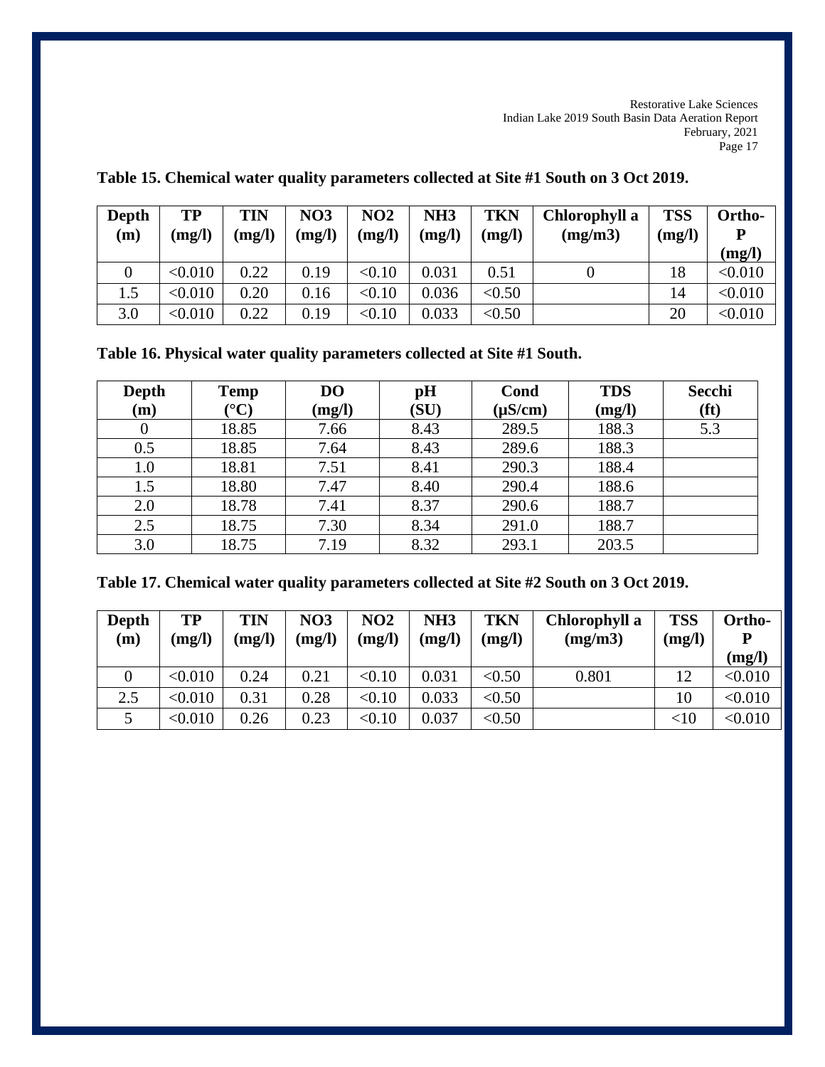**Table 15. Chemical water quality parameters collected at Site #1 South on 3 Oct 2019.**

| Depth (m) | TP (mg/l) | TIN (mg/l) | NO3 (mg/l) | NO2 (mg/l) | NH3 (mg/l) | TKN (mg/l) | Chlorophyll a (mg/m3) | TSS (mg/l) | Ortho-P (mg/l) |
|---|---|---|---|---|---|---|---|---|---|
| 0 | <0.010 | 0.22 | 0.19 | <0.10 | 0.031 | 0.51 | 0 | 18 | <0.010 |
| 1.5 | <0.010 | 0.20 | 0.16 | <0.10 | 0.036 | <0.50 | | 14 | <0.010 |
| 3.0 | <0.010 | 0.22 | 0.19 | <0.10 | 0.033 | <0.50 | | 20 | <0.010 |

**Table 16. Physical water quality parameters collected at Site #1 South.**

| Depth (m) | Temp (°C) | DO (mg/l) | pH (SU) | Cond (μS/cm) | TDS (mg/l) | Secchi (ft) |
|---|---|---|---|---|---|---|
| 0 | 18.85 | 7.66 | 8.43 | 289.5 | 188.3 | 5.3 |
| 0.5 | 18.85 | 7.64 | 8.43 | 289.6 | 188.3 | |
| 1.0 | 18.81 | 7.51 | 8.41 | 290.3 | 188.4 | |
| 1.5 | 18.80 | 7.47 | 8.40 | 290.4 | 188.6 | |
| 2.0 | 18.78 | 7.41 | 8.37 | 290.6 | 188.7 | |
| 2.5 | 18.75 | 7.30 | 8.34 | 291.0 | 188.7 | |
| 3.0 | 18.75 | 7.19 | 8.32 | 293.1 | 203.5 | |

**Table 17. Chemical water quality parameters collected at Site #2 South on 3 Oct 2019.**

| Depth (m) | TP (mg/l) | TIN (mg/l) | NO3 (mg/l) | NO2 (mg/l) | NH3 (mg/l) | TKN (mg/l) | Chlorophyll a (mg/m3) | TSS (mg/l) | Ortho-P (mg/l) |
|---|---|---|---|---|---|---|---|---|---|
| 0 | <0.010 | 0.24 | 0.21 | <0.10 | 0.031 | <0.50 | 0.801 | 12 | <0.010 |
| 2.5 | <0.010 | 0.31 | 0.28 | <0.10 | 0.033 | <0.50 | | 10 | <0.010 |
| 5 | <0.010 | 0.26 | 0.23 | <0.10 | 0.037 | <0.50 | | <10 | <0.010 |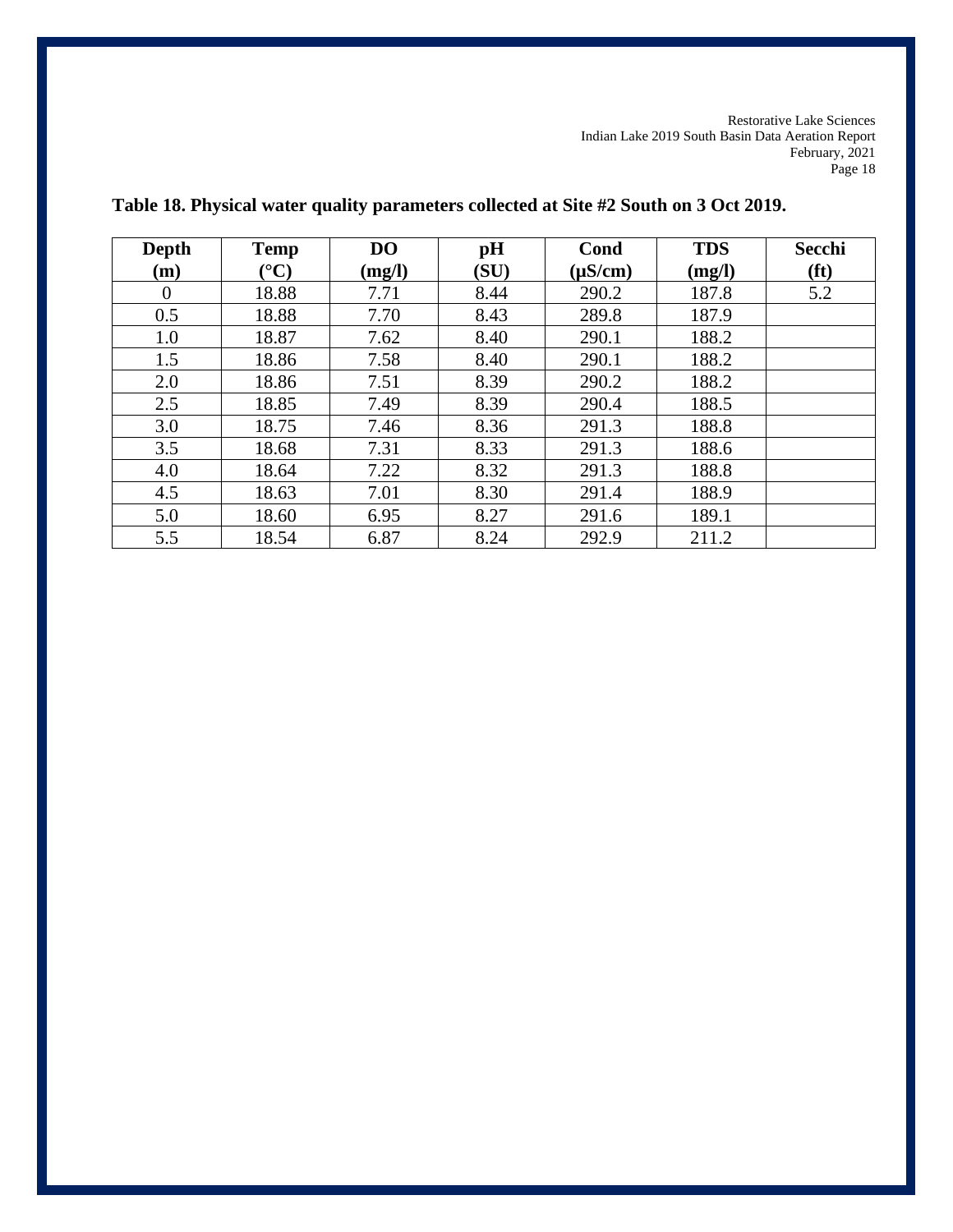**Table 18. Physical water quality parameters collected at Site #2 South on 3 Oct 2019.**

| Depth (m) | Temp (°C) | DO (mg/l) | pH (SU) | Cond (µS/cm) | TDS (mg/l) | Secchi (ft) |
|---|---|---|---|---|---|---|
| 0 | 18.88 | 7.71 | 8.44 | 290.2 | 187.8 | 5.2 |
| 0.5 | 18.88 | 7.70 | 8.43 | 289.8 | 187.9 | |
| 1.0 | 18.87 | 7.62 | 8.40 | 290.1 | 188.2 | |
| 1.5 | 18.86 | 7.58 | 8.40 | 290.1 | 188.2 | |
| 2.0 | 18.86 | 7.51 | 8.39 | 290.2 | 188.2 | |
| 2.5 | 18.85 | 7.49 | 8.39 | 290.4 | 188.5 | |
| 3.0 | 18.75 | 7.46 | 8.36 | 291.3 | 188.8 | |
| 3.5 | 18.68 | 7.31 | 8.33 | 291.3 | 188.6 | |
| 4.0 | 18.64 | 7.22 | 8.32 | 291.3 | 188.8 | |
| 4.5 | 18.63 | 7.01 | 8.30 | 291.4 | 188.9 | |
| 5.0 | 18.60 | 6.95 | 8.27 | 291.6 | 189.1 | |
| 5.5 | 18.54 | 6.87 | 8.24 | 292.9 | 211.2 | |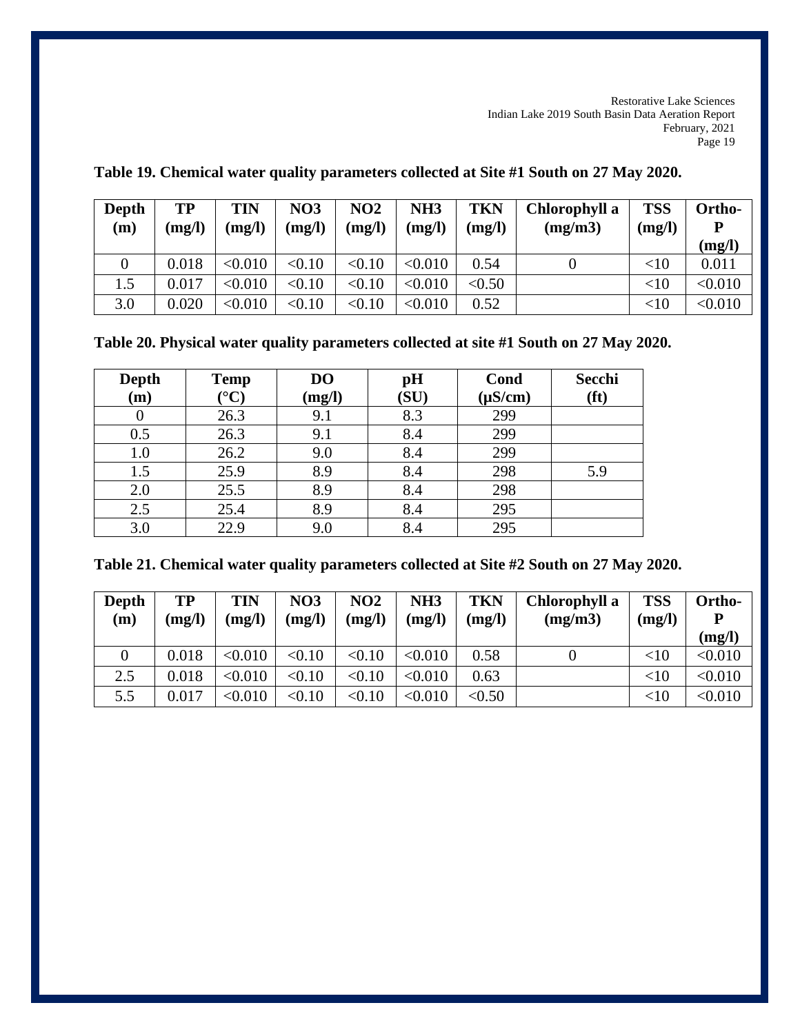**Table 19. Chemical water quality parameters collected at Site #1 South on 27 May 2020.**

| Depth (m) | TP (mg/l) | TIN (mg/l) | NO3 (mg/l) | NO2 (mg/l) | NH3 (mg/l) | TKN (mg/l) | Chlorophyll a (mg/m3) | TSS (mg/l) | Ortho-P (mg/l) |
|---|---|---|---|---|---|---|---|---|---|
| 0 | 0.018 | <0.010 | <0.10 | <0.10 | <0.010 | 0.54 | 0 | <10 | 0.011 |
| 1.5 | 0.017 | <0.010 | <0.10 | <0.10 | <0.010 | <0.50 | | <10 | <0.010 |
| 3.0 | 0.020 | <0.010 | <0.10 | <0.10 | <0.010 | 0.52 | | <10 | <0.010 |

**Table 20. Physical water quality parameters collected at site #1 South on 27 May 2020.**

| Depth (m) | Temp (°C) | DO (mg/l) | pH (SU) | Cond (µS/cm) | Secchi (ft) |
|---|---|---|---|---|---|
| 0 | 26.3 | 9.1 | 8.3 | 299 | |
| 0.5 | 26.3 | 9.1 | 8.4 | 299 | |
| 1.0 | 26.2 | 9.0 | 8.4 | 299 | |
| 1.5 | 25.9 | 8.9 | 8.4 | 298 | 5.9 |
| 2.0 | 25.5 | 8.9 | 8.4 | 298 | |
| 2.5 | 25.4 | 8.9 | 8.4 | 295 | |
| 3.0 | 22.9 | 9.0 | 8.4 | 295 | |

**Table 21. Chemical water quality parameters collected at Site #2 South on 27 May 2020.**

| Depth (m) | TP (mg/l) | TIN (mg/l) | NO3 (mg/l) | NO2 (mg/l) | NH3 (mg/l) | TKN (mg/l) | Chlorophyll a (mg/m3) | TSS (mg/l) | Ortho-P (mg/l) |
|---|---|---|---|---|---|---|---|---|---|
| 0 | 0.018 | <0.010 | <0.10 | <0.10 | <0.010 | 0.58 | 0 | <10 | <0.010 |
| 2.5 | 0.018 | <0.010 | <0.10 | <0.10 | <0.010 | 0.63 | | <10 | <0.010 |
| 5.5 | 0.017 | <0.010 | <0.10 | <0.10 | <0.010 | <0.50 | | <10 | <0.010 |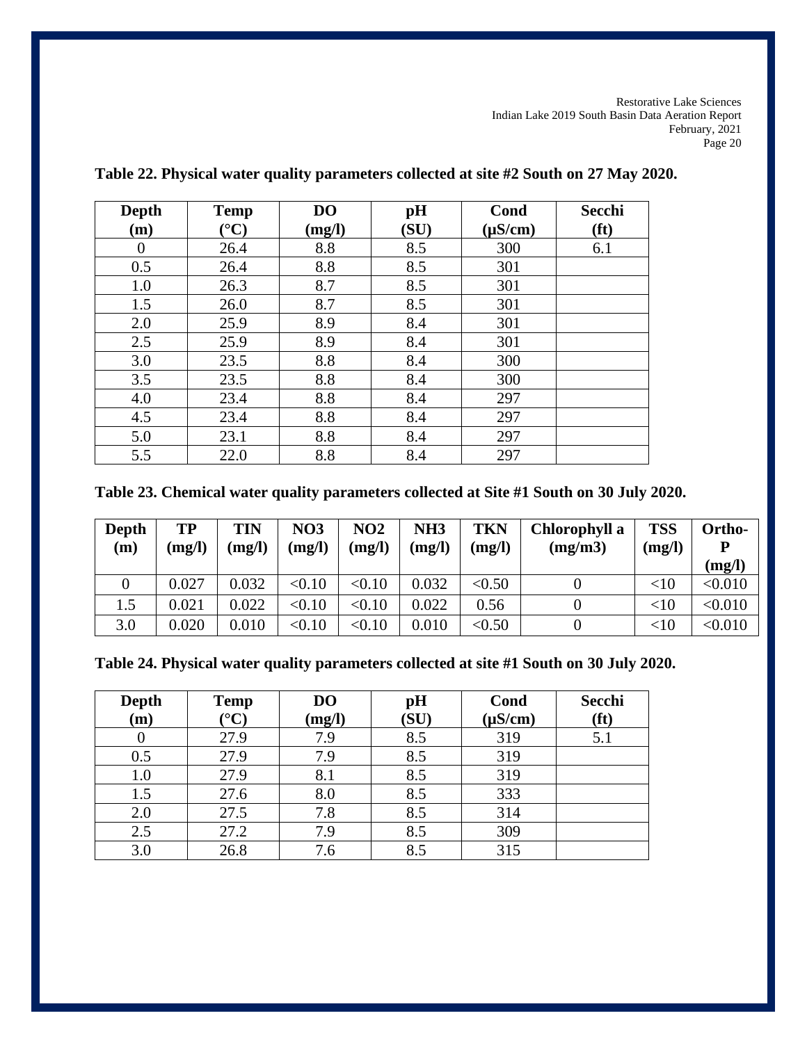**Table 22. Physical water quality parameters collected at site #2 South on 27 May 2020.**

| Depth (m) | Temp (°C) | DO (mg/l) | pH (SU) | Cond (µS/cm) | Secchi (ft) |
|---|---|---|---|---|---|
| 0 | 26.4 | 8.8 | 8.5 | 300 | 6.1 |
| 0.5 | 26.4 | 8.8 | 8.5 | 301 | |
| 1.0 | 26.3 | 8.7 | 8.5 | 301 | |
| 1.5 | 26.0 | 8.7 | 8.5 | 301 | |
| 2.0 | 25.9 | 8.9 | 8.4 | 301 | |
| 2.5 | 25.9 | 8.9 | 8.4 | 301 | |
| 3.0 | 23.5 | 8.8 | 8.4 | 300 | |
| 3.5 | 23.5 | 8.8 | 8.4 | 300 | |
| 4.0 | 23.4 | 8.8 | 8.4 | 297 | |
| 4.5 | 23.4 | 8.8 | 8.4 | 297 | |
| 5.0 | 23.1 | 8.8 | 8.4 | 297 | |
| 5.5 | 22.0 | 8.8 | 8.4 | 297 | |

**Table 23. Chemical water quality parameters collected at Site #1 South on 30 July 2020.**

| Depth (m) | TP (mg/l) | TIN (mg/l) | NO3 (mg/l) | NO2 (mg/l) | NH3 (mg/l) | TKN (mg/l) | Chlorophyll a (mg/m3) | TSS (mg/l) | Ortho-P (mg/l) |
|---|---|---|---|---|---|---|---|---|---|
| 0 | 0.027 | 0.032 | <0.10 | <0.10 | 0.032 | <0.50 | 0 | <10 | <0.010 |
| 1.5 | 0.021 | 0.022 | <0.10 | <0.10 | 0.022 | 0.56 | 0 | <10 | <0.010 |
| 3.0 | 0.020 | 0.010 | <0.10 | <0.10 | 0.010 | <0.50 | 0 | <10 | <0.010 |

**Table 24. Physical water quality parameters collected at site #1 South on 30 July 2020.**

| Depth (m) | Temp (°C) | DO (mg/l) | pH (SU) | Cond (µS/cm) | Secchi (ft) |
|---|---|---|---|---|---|
| 0 | 27.9 | 7.9 | 8.5 | 319 | 5.1 |
| 0.5 | 27.9 | 7.9 | 8.5 | 319 | |
| 1.0 | 27.9 | 8.1 | 8.5 | 319 | |
| 1.5 | 27.6 | 8.0 | 8.5 | 333 | |
| 2.0 | 27.5 | 7.8 | 8.5 | 314 | |
| 2.5 | 27.2 | 7.9 | 8.5 | 309 | |
| 3.0 | 26.8 | 7.6 | 8.5 | 315 | |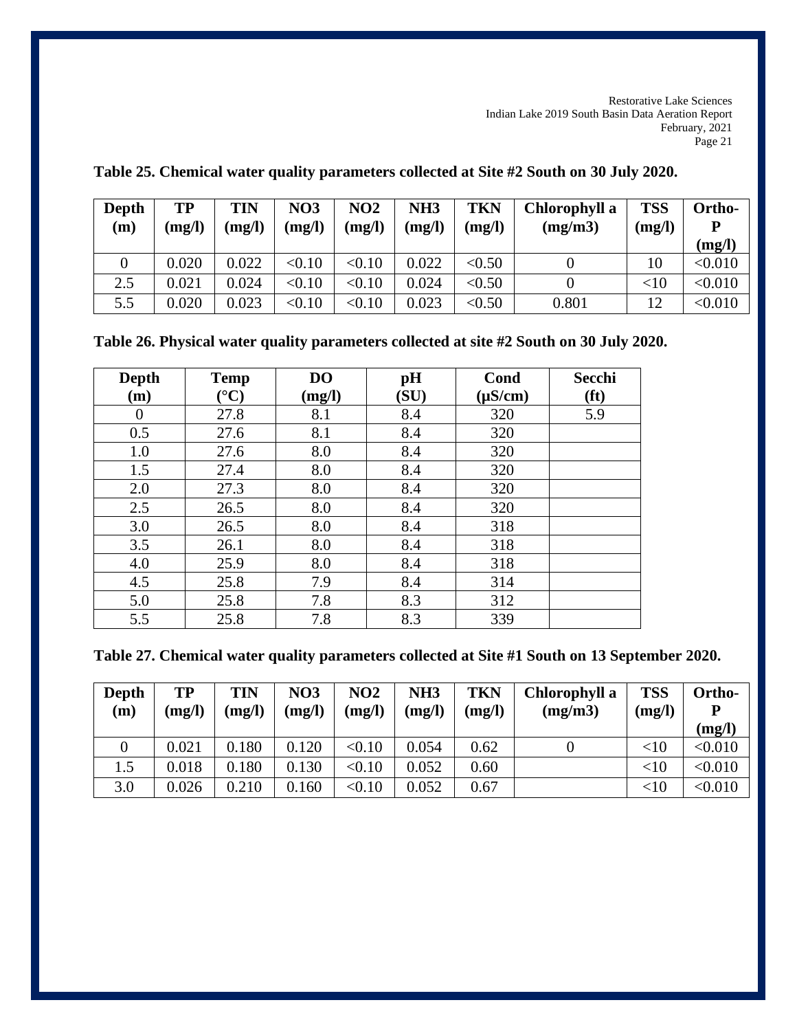**Table 25. Chemical water quality parameters collected at Site #2 South on 30 July 2020.**

| Depth (m) | TP (mg/l) | TIN (mg/l) | NO3 (mg/l) | NO2 (mg/l) | NH3 (mg/l) | TKN (mg/l) | Chlorophyll a (mg/m3) | TSS (mg/l) | Ortho-P (mg/l) |
|---|---|---|---|---|---|---|---|---|---|
| 0 | 0.020 | 0.022 | <0.10 | <0.10 | 0.022 | <0.50 | 0 | 10 | <0.010 |
| 2.5 | 0.021 | 0.024 | <0.10 | <0.10 | 0.024 | <0.50 | 0 | <10 | <0.010 |
| 5.5 | 0.020 | 0.023 | <0.10 | <0.10 | 0.023 | <0.50 | 0.801 | 12 | <0.010 |

**Table 26. Physical water quality parameters collected at site #2 South on 30 July 2020.**

| Depth (m) | Temp (°C) | DO (mg/l) | pH (SU) | Cond (µS/cm) | Secchi (ft) |
|---|---|---|---|---|---|
| 0 | 27.8 | 8.1 | 8.4 | 320 | 5.9 |
| 0.5 | 27.6 | 8.1 | 8.4 | 320 | |
| 1.0 | 27.6 | 8.0 | 8.4 | 320 | |
| 1.5 | 27.4 | 8.0 | 8.4 | 320 | |
| 2.0 | 27.3 | 8.0 | 8.4 | 320 | |
| 2.5 | 26.5 | 8.0 | 8.4 | 320 | |
| 3.0 | 26.5 | 8.0 | 8.4 | 318 | |
| 3.5 | 26.1 | 8.0 | 8.4 | 318 | |
| 4.0 | 25.9 | 8.0 | 8.4 | 318 | |
| 4.5 | 25.8 | 7.9 | 8.4 | 314 | |
| 5.0 | 25.8 | 7.8 | 8.3 | 312 | |
| 5.5 | 25.8 | 7.8 | 8.3 | 339 | |

**Table 27. Chemical water quality parameters collected at Site #1 South on 13 September 2020.**

| Depth (m) | TP (mg/l) | TIN (mg/l) | NO3 (mg/l) | NO2 (mg/l) | NH3 (mg/l) | TKN (mg/l) | Chlorophyll a (mg/m3) | TSS (mg/l) | Ortho-P (mg/l) |
|---|---|---|---|---|---|---|---|---|---|
| 0 | 0.021 | 0.180 | 0.120 | <0.10 | 0.054 | 0.62 | 0 | <10 | <0.010 |
| 1.5 | 0.018 | 0.180 | 0.130 | <0.10 | 0.052 | 0.60 | | <10 | <0.010 |
| 3.0 | 0.026 | 0.210 | 0.160 | <0.10 | 0.052 | 0.67 | | <10 | <0.010 |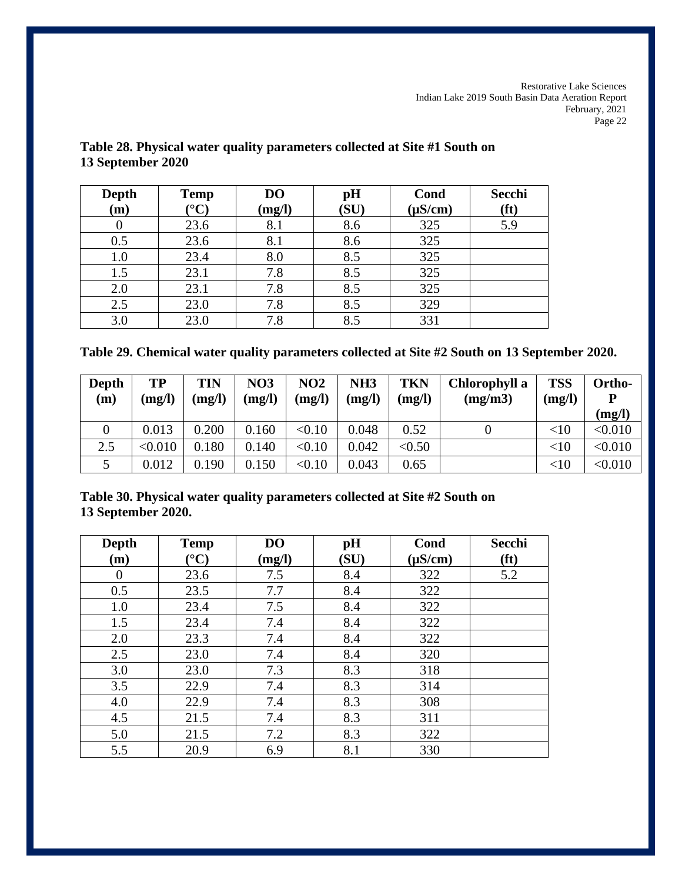**Table 28. Physical water quality parameters collected at Site #1 South on 13 September 2020**

| Depth (m) | Temp (°C) | DO (mg/l) | pH (SU) | Cond (µS/cm) | Secchi (ft) |
|---|---|---|---|---|---|
| 0 | 23.6 | 8.1 | 8.6 | 325 | 5.9 |
| 0.5 | 23.6 | 8.1 | 8.6 | 325 | |
| 1.0 | 23.4 | 8.0 | 8.5 | 325 | |
| 1.5 | 23.1 | 7.8 | 8.5 | 325 | |
| 2.0 | 23.1 | 7.8 | 8.5 | 325 | |
| 2.5 | 23.0 | 7.8 | 8.5 | 329 | |
| 3.0 | 23.0 | 7.8 | 8.5 | 331 | |

**Table 29. Chemical water quality parameters collected at Site #2 South on 13 September 2020.**

| Depth (m) | TP (mg/l) | TIN (mg/l) | NO3 (mg/l) | NO2 (mg/l) | NH3 (mg/l) | TKN (mg/l) | Chlorophyll a (mg/m3) | TSS (mg/l) | Ortho-P (mg/l) |
|---|---|---|---|---|---|---|---|---|---|
| 0 | 0.013 | 0.200 | 0.160 | <0.10 | 0.048 | 0.52 | 0 | <10 | <0.010 |
| 2.5 | <0.010 | 0.180 | 0.140 | <0.10 | 0.042 | <0.50 | | <10 | <0.010 |
| 5 | 0.012 | 0.190 | 0.150 | <0.10 | 0.043 | 0.65 | | <10 | <0.010 |

**Table 30. Physical water quality parameters collected at Site #2 South on 13 September 2020.**

| Depth (m) | Temp (°C) | DO (mg/l) | pH (SU) | Cond (µS/cm) | Secchi (ft) |
|---|---|---|---|---|---|
| 0 | 23.6 | 7.5 | 8.4 | 322 | 5.2 |
| 0.5 | 23.5 | 7.7 | 8.4 | 322 | |
| 1.0 | 23.4 | 7.5 | 8.4 | 322 | |
| 1.5 | 23.4 | 7.4 | 8.4 | 322 | |
| 2.0 | 23.3 | 7.4 | 8.4 | 322 | |
| 2.5 | 23.0 | 7.4 | 8.4 | 320 | |
| 3.0 | 23.0 | 7.3 | 8.3 | 318 | |
| 3.5 | 22.9 | 7.4 | 8.3 | 314 | |
| 4.0 | 22.9 | 7.4 | 8.3 | 308 | |
| 4.5 | 21.5 | 7.4 | 8.3 | 311 | |
| 5.0 | 21.5 | 7.2 | 8.3 | 322 | |
| 5.5 | 20.9 | 6.9 | 8.1 | 330 | |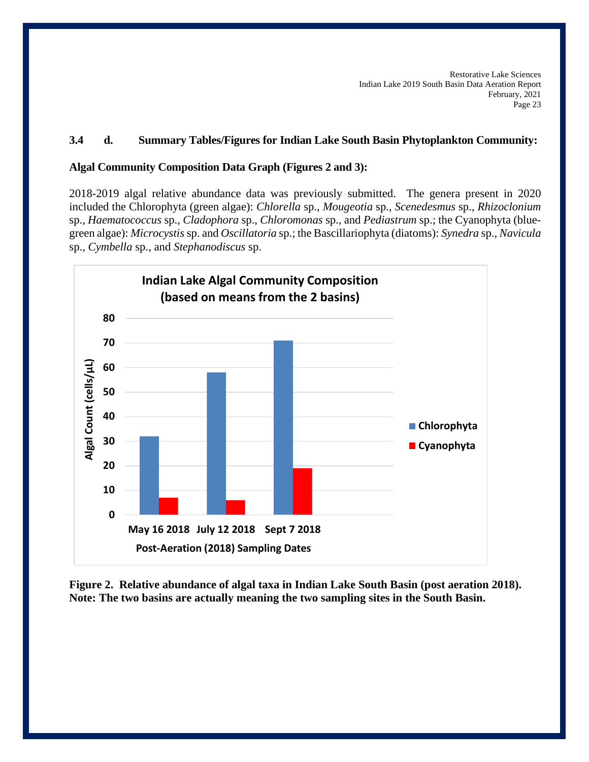**3.4 d. Summary Tables/Figures for Indian Lake South Basin Phytoplankton Community:**

**Algal Community Composition Data Graph (Figures 2 and 3):**

2018-2019 algal relative abundance data was previously submitted. The genera present in 2020 included the Chlorophyta (green algae): *Chlorella* sp., *Mougeotia* sp., *Scenedesmus* sp., *Rhizoclonium* sp., *Haematococcus* sp., *Cladophora* sp., *Chloromonas* sp., and *Pediastrum* sp.; the Cyanophyta (blue-green algae): *Microcystis* sp. and *Oscillatoria* sp.; the Bascillariophyta (diatoms): *Synedra* sp., *Navicula* sp., *Cymbella* sp., and *Stephanodiscus* sp.

**Figure 2. Relative abundance of algal taxa in Indian Lake South Basin (post aeration 2018). Note: The two basins are actually meaning the two sampling sites in the South Basin.**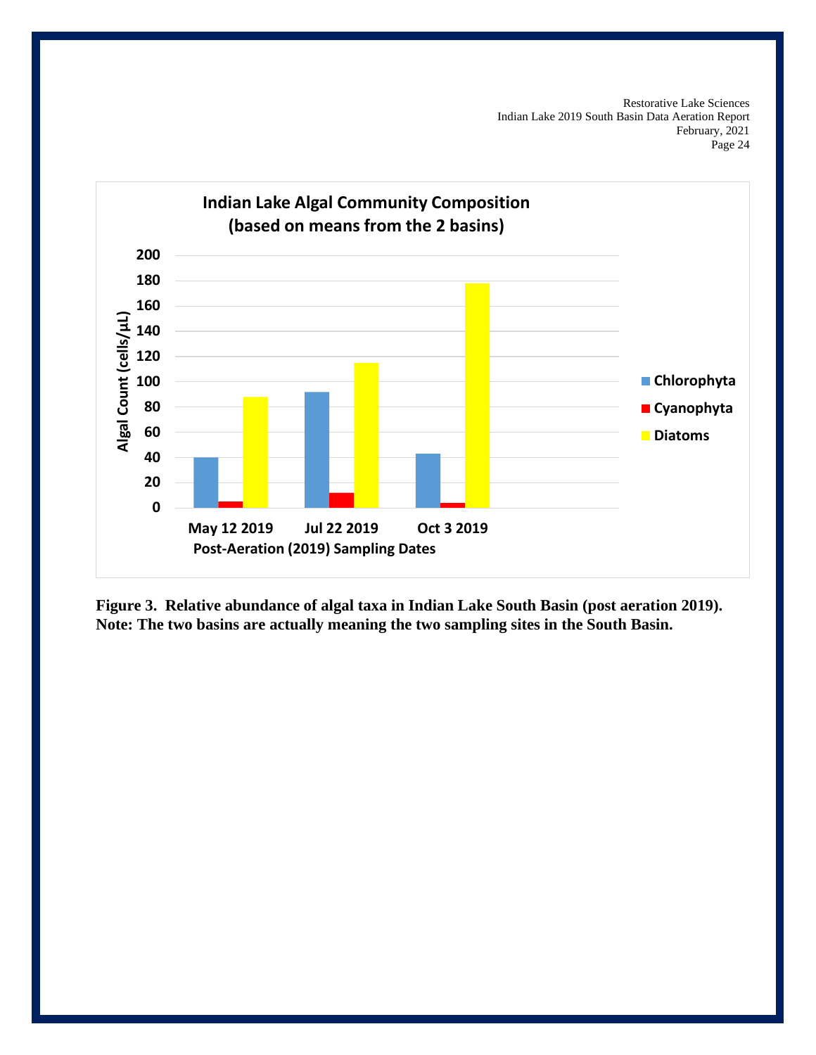**Indian Lake Algal Community Composition (based on means from the 2 basins)**

**Figure 3. Relative abundance of algal taxa in Indian Lake South Basin (post aeration 2019). Note: The two basins are actually meaning the two sampling sites in the South Basin.**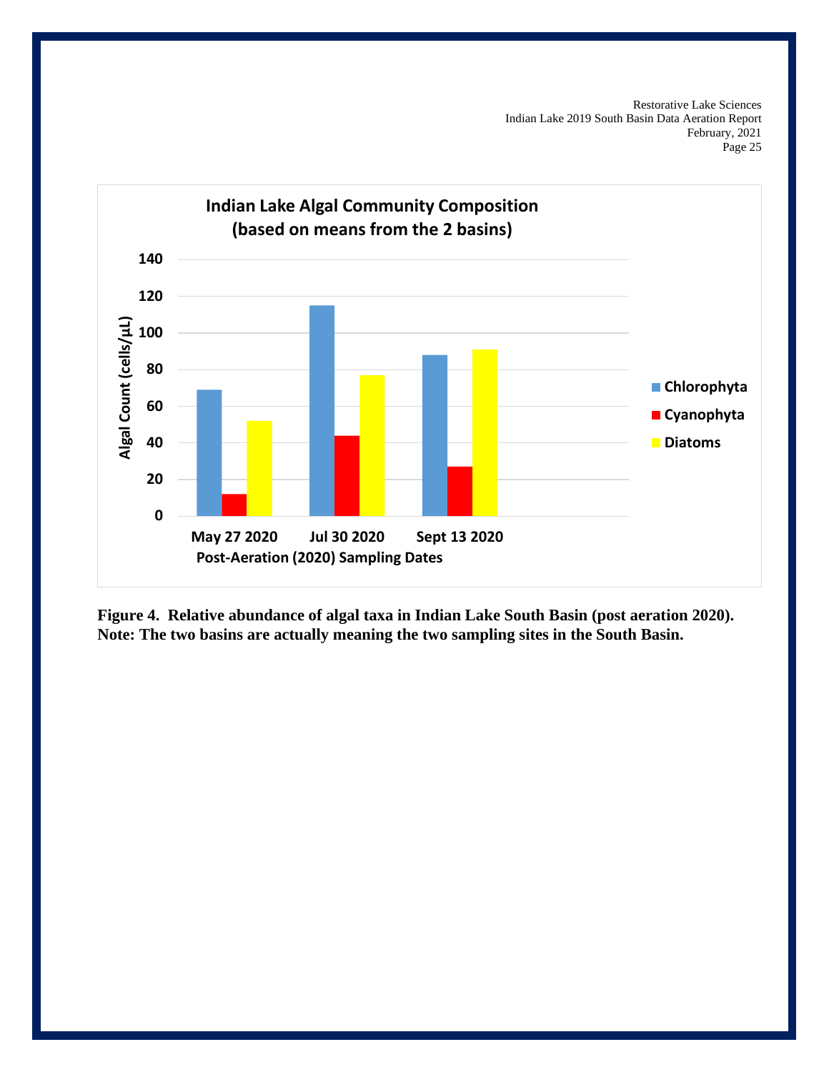**Figure 4. Relative abundance of algal taxa in Indian Lake South Basin (post aeration 2020). Note: The two basins are actually meaning the two sampling sites in the South Basin.**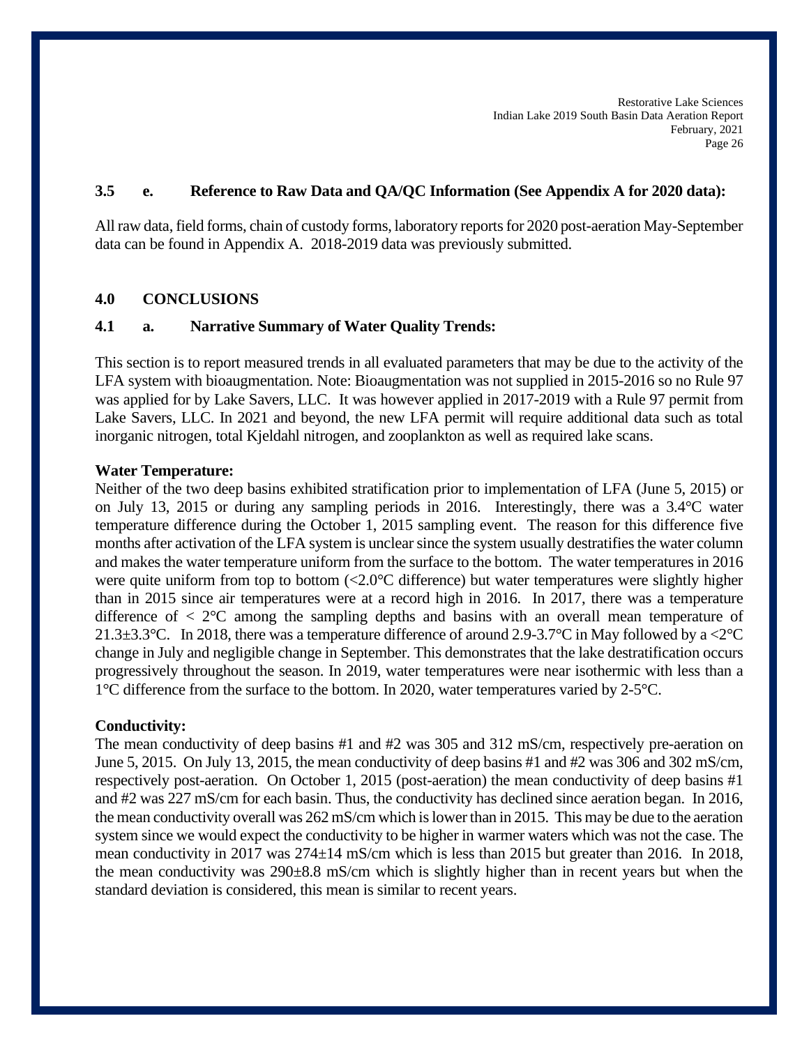### 3.5 e. Reference to Raw Data and QA/QC Information (See Appendix A for 2020 data):

All raw data, field forms, chain of custody forms, laboratory reports for 2020 post-aeration May-September data can be found in Appendix A. 2018-2019 data was previously submitted.

## 4.0 CONCLUSIONS

### 4.1 a. Narrative Summary of Water Quality Trends:

This section is to report measured trends in all evaluated parameters that may be due to the activity of the LFA system with bioaugmentation. Note: Bioaugmentation was not supplied in 2015-2016 so no Rule 97 was applied for by Lake Savers, LLC. It was however applied in 2017-2019 with a Rule 97 permit from Lake Savers, LLC. In 2021 and beyond, the new LFA permit will require additional data such as total inorganic nitrogen, total Kjeldahl nitrogen, and zooplankton as well as required lake scans.

**Water Temperature:**

Neither of the two deep basins exhibited stratification prior to implementation of LFA (June 5, 2015) or on July 13, 2015 or during any sampling periods in 2016. Interestingly, there was a 3.4°C water temperature difference during the October 1, 2015 sampling event. The reason for this difference five months after activation of the LFA system is unclear since the system usually destratifies the water column and makes the water temperature uniform from the surface to the bottom. The water temperatures in 2016 were quite uniform from top to bottom (<2.0°C difference) but water temperatures were slightly higher than in 2015 since air temperatures were at a record high in 2016. In 2017, there was a temperature difference of < 2°C among the sampling depths and basins with an overall mean temperature of 21.3±3.3°C. In 2018, there was a temperature difference of around 2.9-3.7°C in May followed by a <2°C change in July and negligible change in September. This demonstrates that the lake destratification occurs progressively throughout the season. In 2019, water temperatures were near isothermic with less than a 1°C difference from the surface to the bottom. In 2020, water temperatures varied by 2-5°C.

**Conductivity:**

The mean conductivity of deep basins #1 and #2 was 305 and 312 mS/cm, respectively pre-aeration on June 5, 2015. On July 13, 2015, the mean conductivity of deep basins #1 and #2 was 306 and 302 mS/cm, respectively post-aeration. On October 1, 2015 (post-aeration) the mean conductivity of deep basins #1 and #2 was 227 mS/cm for each basin. Thus, the conductivity has declined since aeration began. In 2016, the mean conductivity overall was 262 mS/cm which is lower than in 2015. This may be due to the aeration system since we would expect the conductivity to be higher in warmer waters which was not the case. The mean conductivity in 2017 was 274±14 mS/cm which is less than 2015 but greater than 2016. In 2018, the mean conductivity was 290±8.8 mS/cm which is slightly higher than in recent years but when the standard deviation is considered, this mean is similar to recent years.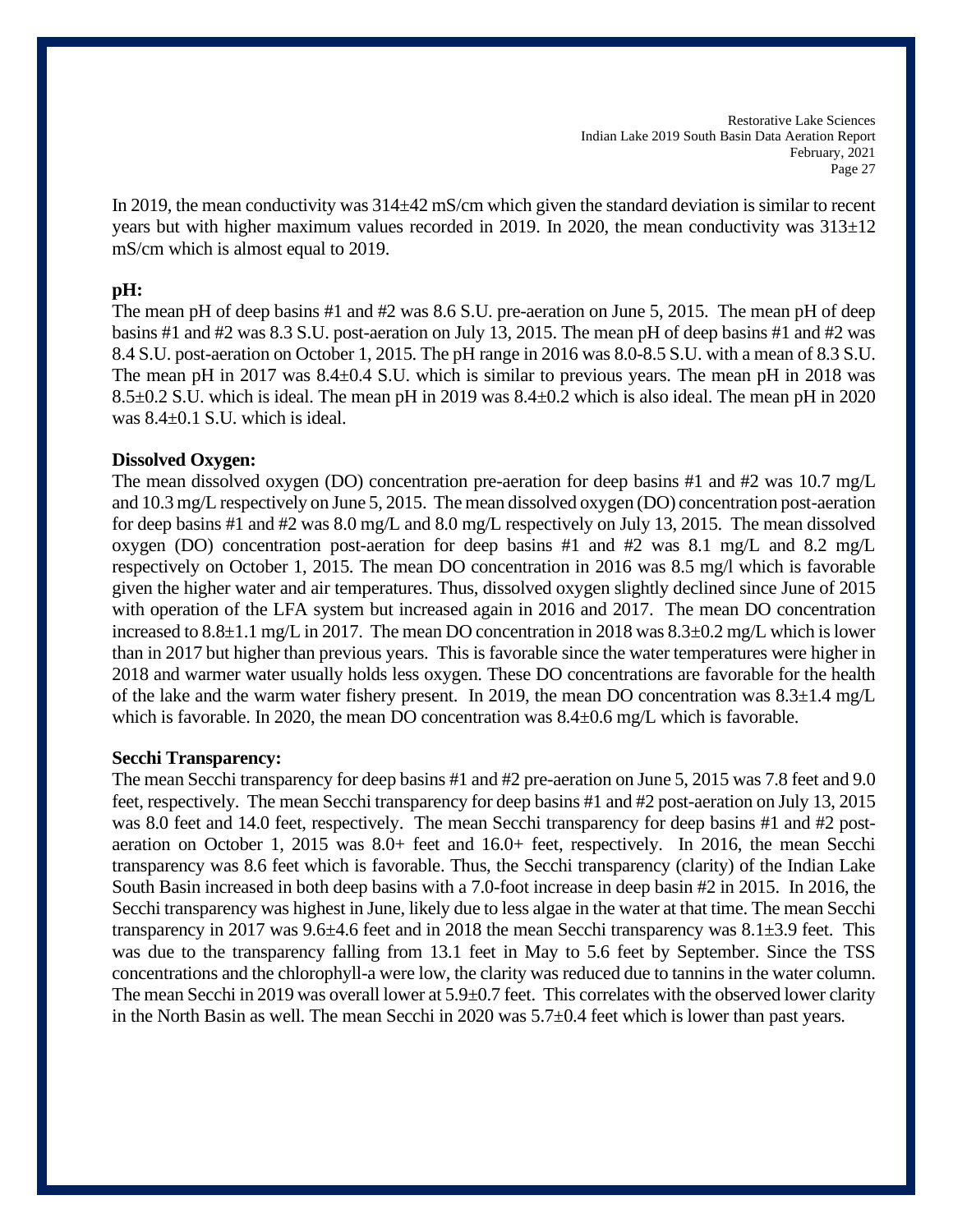In 2019, the mean conductivity was 314±42 mS/cm which given the standard deviation is similar to recent years but with higher maximum values recorded in 2019. In 2020, the mean conductivity was 313±12 mS/cm which is almost equal to 2019.

**pH:**

The mean pH of deep basins #1 and #2 was 8.6 S.U. pre-aeration on June 5, 2015. The mean pH of deep basins #1 and #2 was 8.3 S.U. post-aeration on July 13, 2015. The mean pH of deep basins #1 and #2 was 8.4 S.U. post-aeration on October 1, 2015. The pH range in 2016 was 8.0-8.5 S.U. with a mean of 8.3 S.U. The mean pH in 2017 was 8.4±0.4 S.U. which is similar to previous years. The mean pH in 2018 was 8.5±0.2 S.U. which is ideal. The mean pH in 2019 was 8.4±0.2 which is also ideal. The mean pH in 2020 was 8.4±0.1 S.U. which is ideal.

**Dissolved Oxygen:**

The mean dissolved oxygen (DO) concentration pre-aeration for deep basins #1 and #2 was 10.7 mg/L and 10.3 mg/L respectively on June 5, 2015. The mean dissolved oxygen (DO) concentration post-aeration for deep basins #1 and #2 was 8.0 mg/L and 8.0 mg/L respectively on July 13, 2015. The mean dissolved oxygen (DO) concentration post-aeration for deep basins #1 and #2 was 8.1 mg/L and 8.2 mg/L respectively on October 1, 2015. The mean DO concentration in 2016 was 8.5 mg/l which is favorable given the higher water and air temperatures. Thus, dissolved oxygen slightly declined since June of 2015 with operation of the LFA system but increased again in 2016 and 2017. The mean DO concentration increased to 8.8±1.1 mg/L in 2017. The mean DO concentration in 2018 was 8.3±0.2 mg/L which is lower than in 2017 but higher than previous years. This is favorable since the water temperatures were higher in 2018 and warmer water usually holds less oxygen. These DO concentrations are favorable for the health of the lake and the warm water fishery present. In 2019, the mean DO concentration was 8.3±1.4 mg/L which is favorable. In 2020, the mean DO concentration was 8.4±0.6 mg/L which is favorable.

**Secchi Transparency:**

The mean Secchi transparency for deep basins #1 and #2 pre-aeration on June 5, 2015 was 7.8 feet and 9.0 feet, respectively. The mean Secchi transparency for deep basins #1 and #2 post-aeration on July 13, 2015 was 8.0 feet and 14.0 feet, respectively. The mean Secchi transparency for deep basins #1 and #2 post-aeration on October 1, 2015 was 8.0+ feet and 16.0+ feet, respectively. In 2016, the mean Secchi transparency was 8.6 feet which is favorable. Thus, the Secchi transparency (clarity) of the Indian Lake South Basin increased in both deep basins with a 7.0-foot increase in deep basin #2 in 2015. In 2016, the Secchi transparency was highest in June, likely due to less algae in the water at that time. The mean Secchi transparency in 2017 was 9.6±4.6 feet and in 2018 the mean Secchi transparency was 8.1±3.9 feet. This was due to the transparency falling from 13.1 feet in May to 5.6 feet by September. Since the TSS concentrations and the chlorophyll-a were low, the clarity was reduced due to tannins in the water column. The mean Secchi in 2019 was overall lower at 5.9±0.7 feet. This correlates with the observed lower clarity in the North Basin as well. The mean Secchi in 2020 was 5.7±0.4 feet which is lower than past years.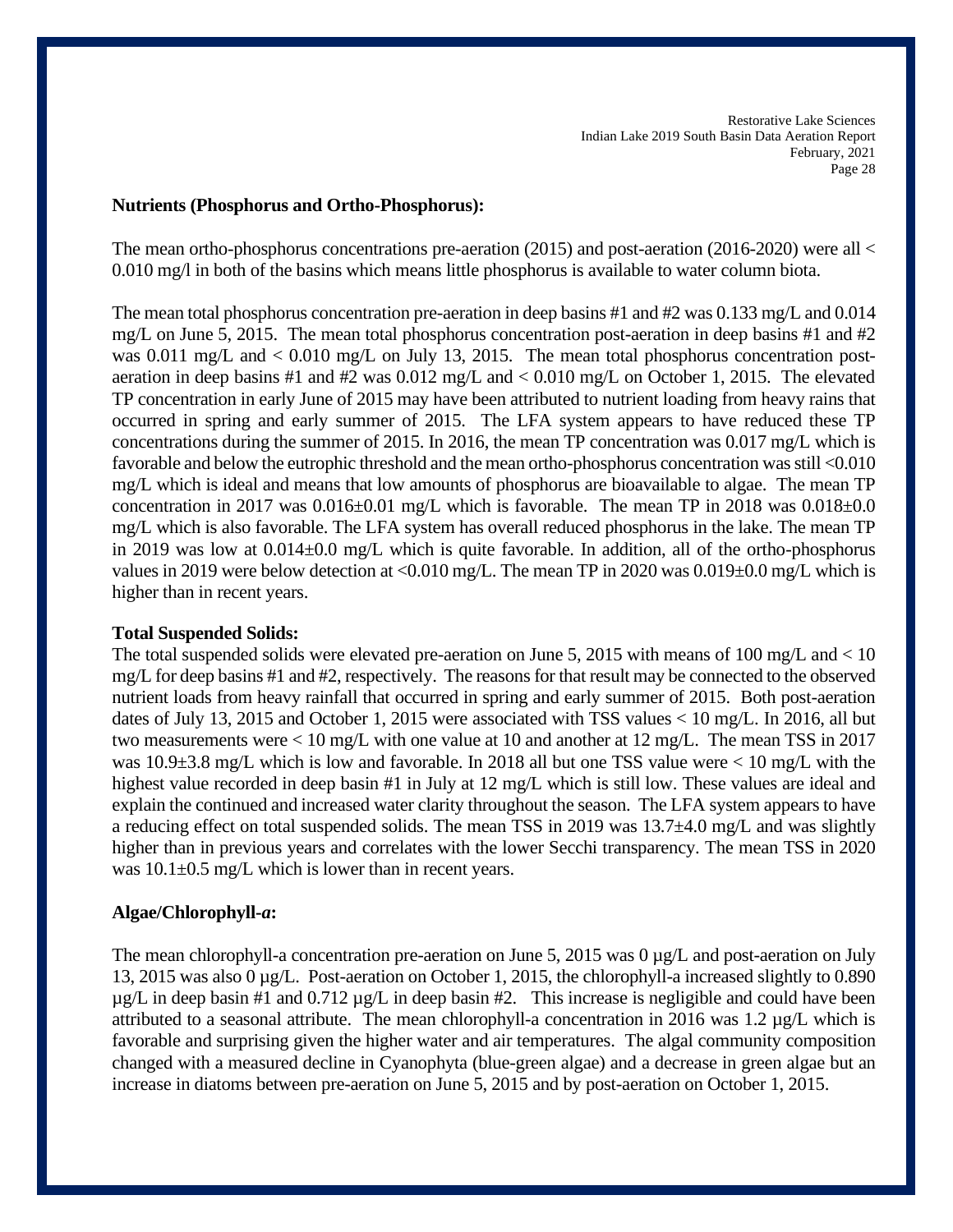**Nutrients (Phosphorus and Ortho-Phosphorus):**

The mean ortho-phosphorus concentrations pre-aeration (2015) and post-aeration (2016-2020) were all < 0.010 mg/l in both of the basins which means little phosphorus is available to water column biota.

The mean total phosphorus concentration pre-aeration in deep basins #1 and #2 was 0.133 mg/L and 0.014 mg/L on June 5, 2015. The mean total phosphorus concentration post-aeration in deep basins #1 and #2 was 0.011 mg/L and < 0.010 mg/L on July 13, 2015. The mean total phosphorus concentration post-aeration in deep basins #1 and #2 was 0.012 mg/L and < 0.010 mg/L on October 1, 2015. The elevated TP concentration in early June of 2015 may have been attributed to nutrient loading from heavy rains that occurred in spring and early summer of 2015. The LFA system appears to have reduced these TP concentrations during the summer of 2015. In 2016, the mean TP concentration was 0.017 mg/L which is favorable and below the eutrophic threshold and the mean ortho-phosphorus concentration was still <0.010 mg/L which is ideal and means that low amounts of phosphorus are bioavailable to algae. The mean TP concentration in 2017 was 0.016±0.01 mg/L which is favorable. The mean TP in 2018 was 0.018±0.0 mg/L which is also favorable. The LFA system has overall reduced phosphorus in the lake. The mean TP in 2019 was low at 0.014±0.0 mg/L which is quite favorable. In addition, all of the ortho-phosphorus values in 2019 were below detection at <0.010 mg/L. The mean TP in 2020 was 0.019±0.0 mg/L which is higher than in recent years.

**Total Suspended Solids:**

The total suspended solids were elevated pre-aeration on June 5, 2015 with means of 100 mg/L and < 10 mg/L for deep basins #1 and #2, respectively. The reasons for that result may be connected to the observed nutrient loads from heavy rainfall that occurred in spring and early summer of 2015. Both post-aeration dates of July 13, 2015 and October 1, 2015 were associated with TSS values < 10 mg/L. In 2016, all but two measurements were < 10 mg/L with one value at 10 and another at 12 mg/L. The mean TSS in 2017 was 10.9±3.8 mg/L which is low and favorable. In 2018 all but one TSS value were < 10 mg/L with the highest value recorded in deep basin #1 in July at 12 mg/L which is still low. These values are ideal and explain the continued and increased water clarity throughout the season. The LFA system appears to have a reducing effect on total suspended solids. The mean TSS in 2019 was 13.7±4.0 mg/L and was slightly higher than in previous years and correlates with the lower Secchi transparency. The mean TSS in 2020 was 10.1±0.5 mg/L which is lower than in recent years.

**Algae/Chlorophyll-*a*:**

The mean chlorophyll-a concentration pre-aeration on June 5, 2015 was 0 µg/L and post-aeration on July 13, 2015 was also 0 µg/L. Post-aeration on October 1, 2015, the chlorophyll-a increased slightly to 0.890 µg/L in deep basin #1 and 0.712 µg/L in deep basin #2. This increase is negligible and could have been attributed to a seasonal attribute. The mean chlorophyll-a concentration in 2016 was 1.2 µg/L which is favorable and surprising given the higher water and air temperatures. The algal community composition changed with a measured decline in Cyanophyta (blue-green algae) and a decrease in green algae but an increase in diatoms between pre-aeration on June 5, 2015 and by post-aeration on October 1, 2015.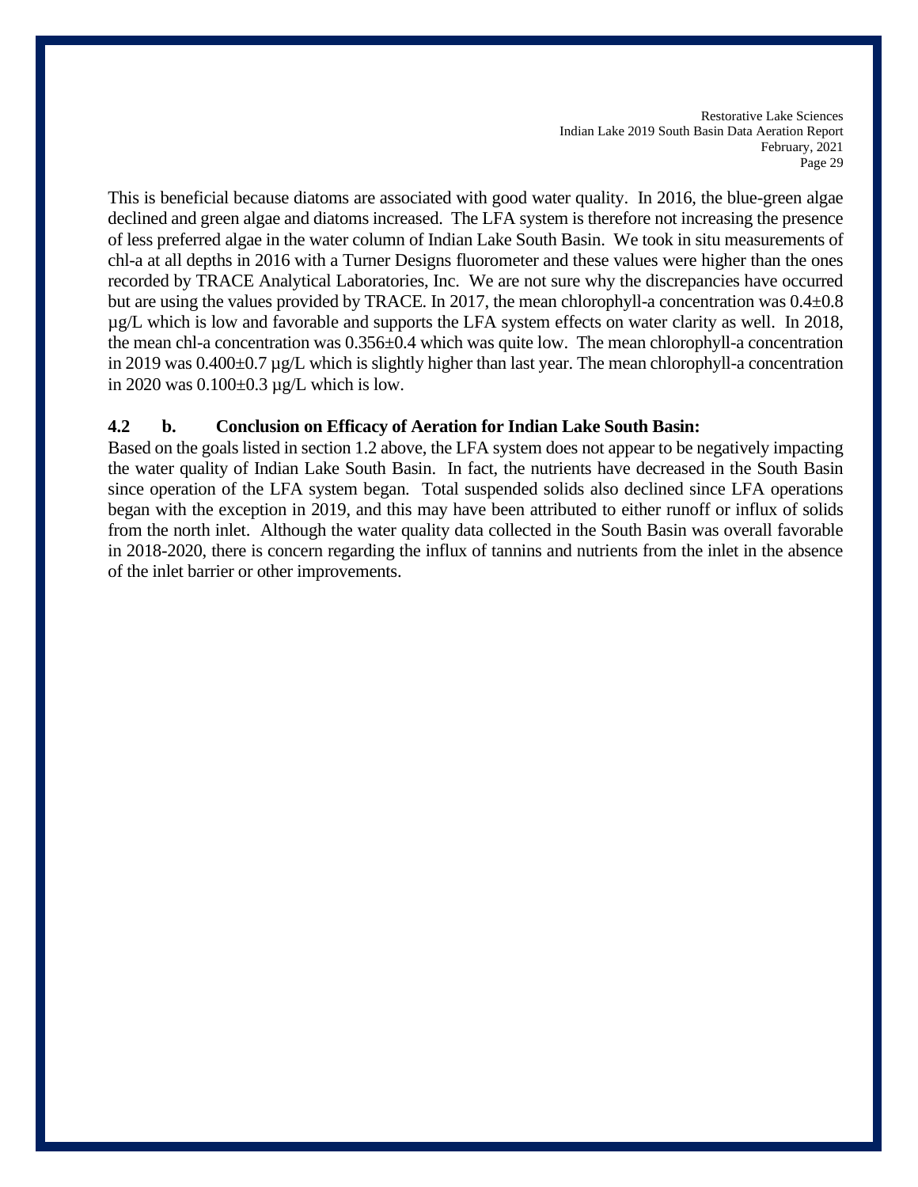This is beneficial because diatoms are associated with good water quality. In 2016, the blue-green algae declined and green algae and diatoms increased. The LFA system is therefore not increasing the presence of less preferred algae in the water column of Indian Lake South Basin. We took in situ measurements of chl-a at all depths in 2016 with a Turner Designs fluorometer and these values were higher than the ones recorded by TRACE Analytical Laboratories, Inc. We are not sure why the discrepancies have occurred but are using the values provided by TRACE. In 2017, the mean chlorophyll-a concentration was $0.4 \pm 0.8$ µg/L which is low and favorable and supports the LFA system effects on water clarity as well. In 2018, the mean chl-a concentration was $0.356 \pm 0.4$ which was quite low. The mean chlorophyll-a concentration in 2019 was $0.400 \pm 0.7$ µg/L which is slightly higher than last year. The mean chlorophyll-a concentration in 2020 was $0.100 \pm 0.3$ µg/L which is low.

### 4.2 b. Conclusion on Efficacy of Aeration for Indian Lake South Basin:

Based on the goals listed in section 1.2 above, the LFA system does not appear to be negatively impacting the water quality of Indian Lake South Basin. In fact, the nutrients have decreased in the South Basin since operation of the LFA system began. Total suspended solids also declined since LFA operations began with the exception in 2019, and this may have been attributed to either runoff or influx of solids from the north inlet. Although the water quality data collected in the South Basin was overall favorable in 2018-2020, there is concern regarding the influx of tannins and nutrients from the inlet in the absence of the inlet barrier or other improvements.